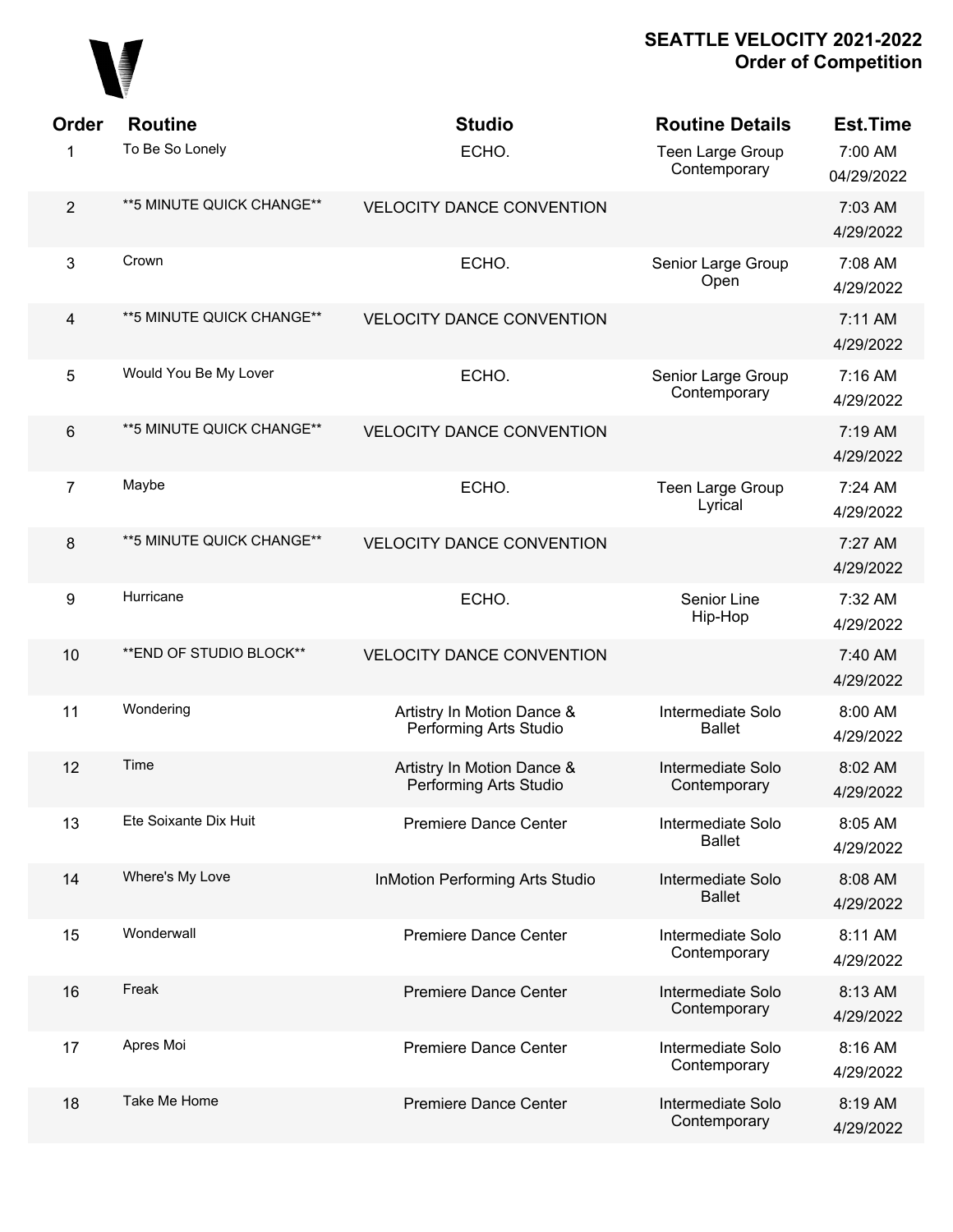# SEATTLE VELOCITY 2021-2022
## Order of Competition

| Order | Routine | Studio | Routine Details | Est.Time |
|---|---|---|---|---|
| 1 | To Be So Lonely | ECHO. | Teen Large Group Contemporary | 7:00 AM 04/29/2022 |
| 2 | **5 MINUTE QUICK CHANGE** | VELOCITY DANCE CONVENTION | | 7:03 AM 4/29/2022 |
| 3 | Crown | ECHO. | Senior Large Group Open | 7:08 AM 4/29/2022 |
| 4 | **5 MINUTE QUICK CHANGE** | VELOCITY DANCE CONVENTION | | 7:11 AM 4/29/2022 |
| 5 | Would You Be My Lover | ECHO. | Senior Large Group Contemporary | 7:16 AM 4/29/2022 |
| 6 | **5 MINUTE QUICK CHANGE** | VELOCITY DANCE CONVENTION | | 7:19 AM 4/29/2022 |
| 7 | Maybe | ECHO. | Teen Large Group Lyrical | 7:24 AM 4/29/2022 |
| 8 | **5 MINUTE QUICK CHANGE** | VELOCITY DANCE CONVENTION | | 7:27 AM 4/29/2022 |
| 9 | Hurricane | ECHO. | Senior Line Hip-Hop | 7:32 AM 4/29/2022 |
| 10 | **END OF STUDIO BLOCK** | VELOCITY DANCE CONVENTION | | 7:40 AM 4/29/2022 |
| 11 | Wondering | Artistry In Motion Dance & Performing Arts Studio | Intermediate Solo Ballet | 8:00 AM 4/29/2022 |
| 12 | Time | Artistry In Motion Dance & Performing Arts Studio | Intermediate Solo Contemporary | 8:02 AM 4/29/2022 |
| 13 | Ete Soixante Dix Huit | Premiere Dance Center | Intermediate Solo Ballet | 8:05 AM 4/29/2022 |
| 14 | Where's My Love | InMotion Performing Arts Studio | Intermediate Solo Ballet | 8:08 AM 4/29/2022 |
| 15 | Wonderwall | Premiere Dance Center | Intermediate Solo Contemporary | 8:11 AM 4/29/2022 |
| 16 | Freak | Premiere Dance Center | Intermediate Solo Contemporary | 8:13 AM 4/29/2022 |
| 17 | Apres Moi | Premiere Dance Center | Intermediate Solo Contemporary | 8:16 AM 4/29/2022 |
| 18 | Take Me Home | Premiere Dance Center | Intermediate Solo Contemporary | 8:19 AM 4/29/2022 |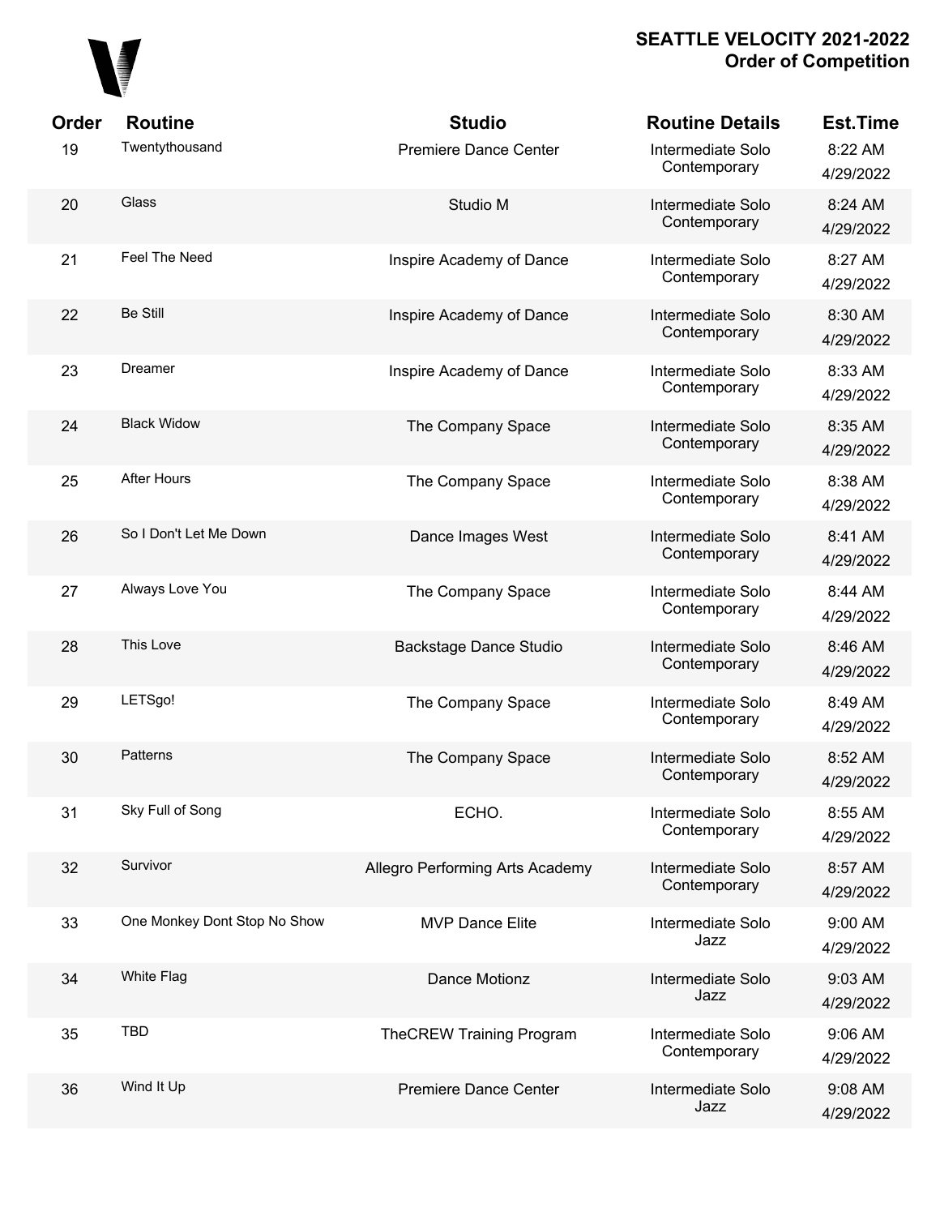## SEATTLE VELOCITY 2021-2022
## Order of Competition

| Order | Routine | Studio | Routine Details | Est.Time |
|---|---|---|---|---|
| 19 | Twentythousand | Premiere Dance Center | Intermediate Solo Contemporary | 8:22 AM 4/29/2022 |
| 20 | Glass | Studio M | Intermediate Solo Contemporary | 8:24 AM 4/29/2022 |
| 21 | Feel The Need | Inspire Academy of Dance | Intermediate Solo Contemporary | 8:27 AM 4/29/2022 |
| 22 | Be Still | Inspire Academy of Dance | Intermediate Solo Contemporary | 8:30 AM 4/29/2022 |
| 23 | Dreamer | Inspire Academy of Dance | Intermediate Solo Contemporary | 8:33 AM 4/29/2022 |
| 24 | Black Widow | The Company Space | Intermediate Solo Contemporary | 8:35 AM 4/29/2022 |
| 25 | After Hours | The Company Space | Intermediate Solo Contemporary | 8:38 AM 4/29/2022 |
| 26 | So I Don't Let Me Down | Dance Images West | Intermediate Solo Contemporary | 8:41 AM 4/29/2022 |
| 27 | Always Love You | The Company Space | Intermediate Solo Contemporary | 8:44 AM 4/29/2022 |
| 28 | This Love | Backstage Dance Studio | Intermediate Solo Contemporary | 8:46 AM 4/29/2022 |
| 29 | LETSgo! | The Company Space | Intermediate Solo Contemporary | 8:49 AM 4/29/2022 |
| 30 | Patterns | The Company Space | Intermediate Solo Contemporary | 8:52 AM 4/29/2022 |
| 31 | Sky Full of Song | ECHO. | Intermediate Solo Contemporary | 8:55 AM 4/29/2022 |
| 32 | Survivor | Allegro Performing Arts Academy | Intermediate Solo Contemporary | 8:57 AM 4/29/2022 |
| 33 | One Monkey Dont Stop No Show | MVP Dance Elite | Intermediate Solo Jazz | 9:00 AM 4/29/2022 |
| 34 | White Flag | Dance Motionz | Intermediate Solo Jazz | 9:03 AM 4/29/2022 |
| 35 | TBD | TheCREW Training Program | Intermediate Solo Contemporary | 9:06 AM 4/29/2022 |
| 36 | Wind It Up | Premiere Dance Center | Intermediate Solo Jazz | 9:08 AM 4/29/2022 |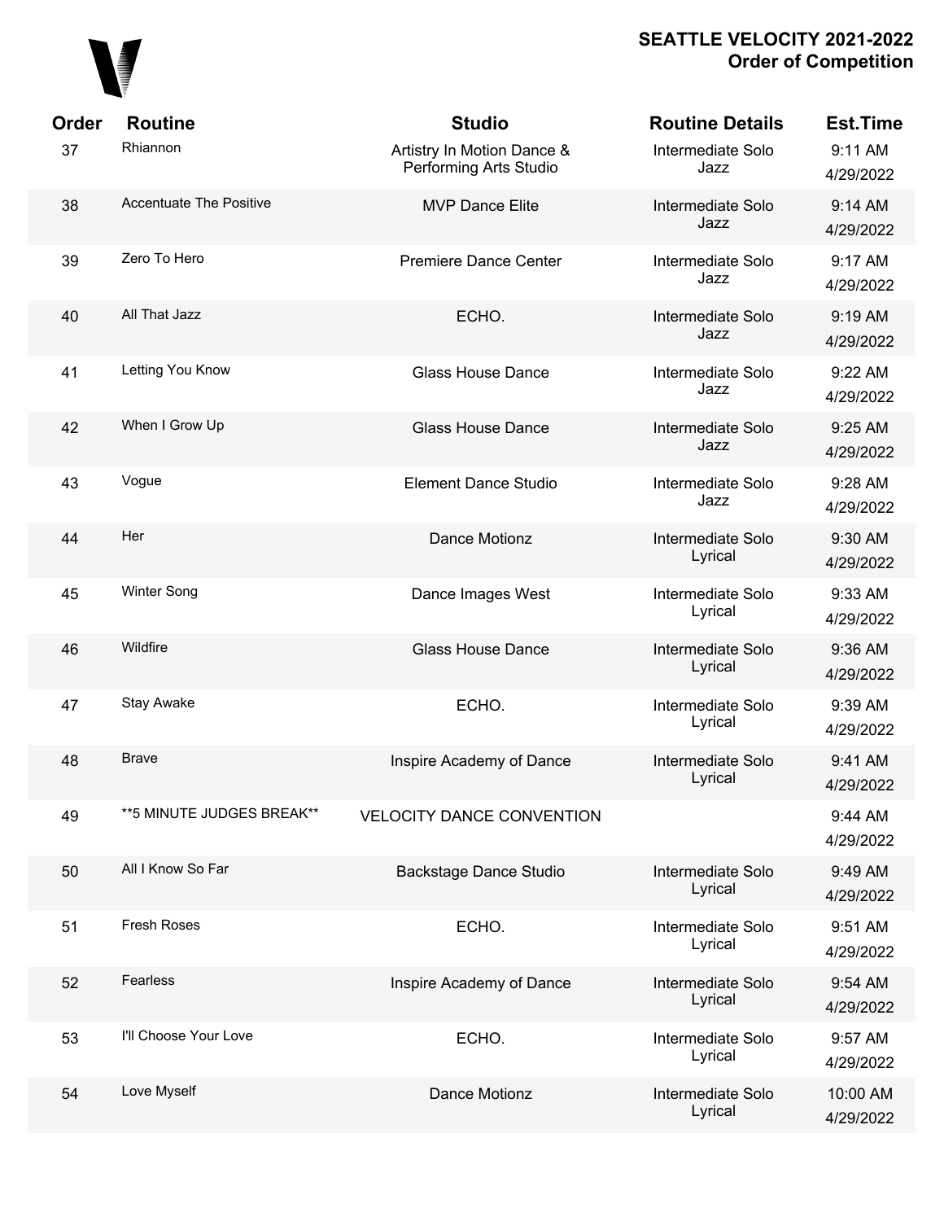## SEATTLE VELOCITY 2021-2022
## Order of Competition

| Order | Routine | Studio | Routine Details | Est.Time |
|---|---|---|---|---|
| 37 | Rhiannon | Artistry In Motion Dance & Performing Arts Studio | Intermediate Solo Jazz | 9:11 AM 4/29/2022 |
| 38 | Accentuate The Positive | MVP Dance Elite | Intermediate Solo Jazz | 9:14 AM 4/29/2022 |
| 39 | Zero To Hero | Premiere Dance Center | Intermediate Solo Jazz | 9:17 AM 4/29/2022 |
| 40 | All That Jazz | ECHO. | Intermediate Solo Jazz | 9:19 AM 4/29/2022 |
| 41 | Letting You Know | Glass House Dance | Intermediate Solo Jazz | 9:22 AM 4/29/2022 |
| 42 | When I Grow Up | Glass House Dance | Intermediate Solo Jazz | 9:25 AM 4/29/2022 |
| 43 | Vogue | Element Dance Studio | Intermediate Solo Jazz | 9:28 AM 4/29/2022 |
| 44 | Her | Dance Motionz | Intermediate Solo Lyrical | 9:30 AM 4/29/2022 |
| 45 | Winter Song | Dance Images West | Intermediate Solo Lyrical | 9:33 AM 4/29/2022 |
| 46 | Wildfire | Glass House Dance | Intermediate Solo Lyrical | 9:36 AM 4/29/2022 |
| 47 | Stay Awake | ECHO. | Intermediate Solo Lyrical | 9:39 AM 4/29/2022 |
| 48 | Brave | Inspire Academy of Dance | Intermediate Solo Lyrical | 9:41 AM 4/29/2022 |
| 49 | **5 MINUTE JUDGES BREAK** | VELOCITY DANCE CONVENTION | | 9:44 AM 4/29/2022 |
| 50 | All I Know So Far | Backstage Dance Studio | Intermediate Solo Lyrical | 9:49 AM 4/29/2022 |
| 51 | Fresh Roses | ECHO. | Intermediate Solo Lyrical | 9:51 AM 4/29/2022 |
| 52 | Fearless | Inspire Academy of Dance | Intermediate Solo Lyrical | 9:54 AM 4/29/2022 |
| 53 | I'll Choose Your Love | ECHO. | Intermediate Solo Lyrical | 9:57 AM 4/29/2022 |
| 54 | Love Myself | Dance Motionz | Intermediate Solo Lyrical | 10:00 AM 4/29/2022 |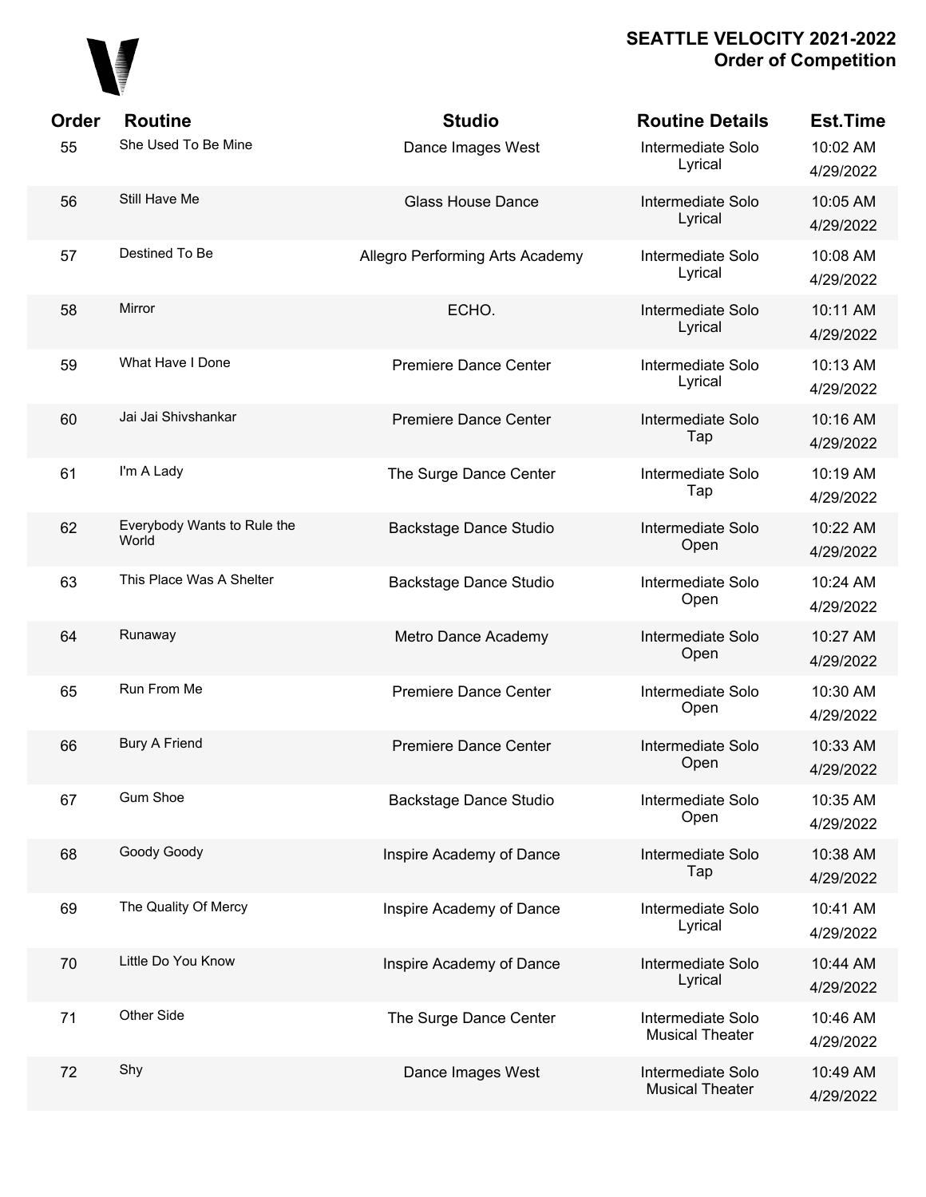## SEATTLE VELOCITY 2021-2022
## Order of Competition

| Order | Routine | Studio | Routine Details | Est.Time |
|---|---|---|---|---|
| 55 | She Used To Be Mine | Dance Images West | Intermediate Solo Lyrical | 10:02 AM 4/29/2022 |
| 56 | Still Have Me | Glass House Dance | Intermediate Solo Lyrical | 10:05 AM 4/29/2022 |
| 57 | Destined To Be | Allegro Performing Arts Academy | Intermediate Solo Lyrical | 10:08 AM 4/29/2022 |
| 58 | Mirror | ECHO. | Intermediate Solo Lyrical | 10:11 AM 4/29/2022 |
| 59 | What Have I Done | Premiere Dance Center | Intermediate Solo Lyrical | 10:13 AM 4/29/2022 |
| 60 | Jai Jai Shivshankar | Premiere Dance Center | Intermediate Solo Tap | 10:16 AM 4/29/2022 |
| 61 | I'm A Lady | The Surge Dance Center | Intermediate Solo Tap | 10:19 AM 4/29/2022 |
| 62 | Everybody Wants to Rule the World | Backstage Dance Studio | Intermediate Solo Open | 10:22 AM 4/29/2022 |
| 63 | This Place Was A Shelter | Backstage Dance Studio | Intermediate Solo Open | 10:24 AM 4/29/2022 |
| 64 | Runaway | Metro Dance Academy | Intermediate Solo Open | 10:27 AM 4/29/2022 |
| 65 | Run From Me | Premiere Dance Center | Intermediate Solo Open | 10:30 AM 4/29/2022 |
| 66 | Bury A Friend | Premiere Dance Center | Intermediate Solo Open | 10:33 AM 4/29/2022 |
| 67 | Gum Shoe | Backstage Dance Studio | Intermediate Solo Open | 10:35 AM 4/29/2022 |
| 68 | Goody Goody | Inspire Academy of Dance | Intermediate Solo Tap | 10:38 AM 4/29/2022 |
| 69 | The Quality Of Mercy | Inspire Academy of Dance | Intermediate Solo Lyrical | 10:41 AM 4/29/2022 |
| 70 | Little Do You Know | Inspire Academy of Dance | Intermediate Solo Lyrical | 10:44 AM 4/29/2022 |
| 71 | Other Side | The Surge Dance Center | Intermediate Solo Musical Theater | 10:46 AM 4/29/2022 |
| 72 | Shy | Dance Images West | Intermediate Solo Musical Theater | 10:49 AM 4/29/2022 |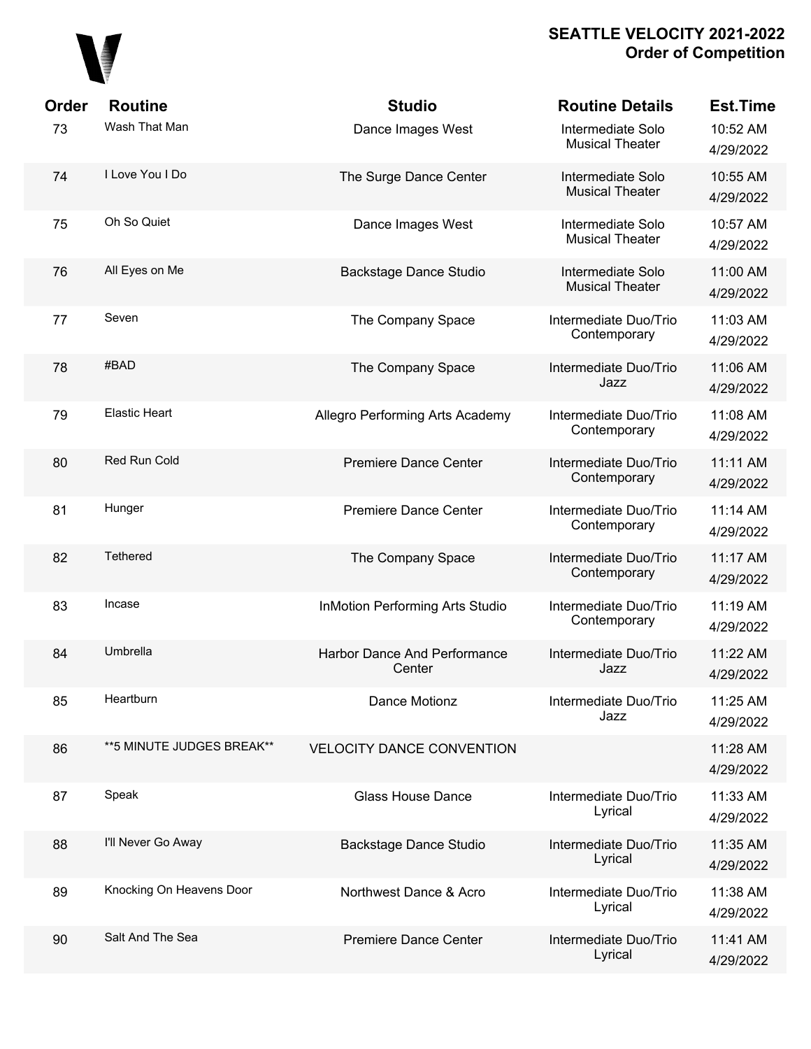## SEATTLE VELOCITY 2021-2022
## Order of Competition

| Order | Routine | Studio | Routine Details | Est.Time |
|---|---|---|---|---|
| 73 | Wash That Man | Dance Images West | Intermediate Solo Musical Theater | 10:52 AM 4/29/2022 |
| 74 | I Love You I Do | The Surge Dance Center | Intermediate Solo Musical Theater | 10:55 AM 4/29/2022 |
| 75 | Oh So Quiet | Dance Images West | Intermediate Solo Musical Theater | 10:57 AM 4/29/2022 |
| 76 | All Eyes on Me | Backstage Dance Studio | Intermediate Solo Musical Theater | 11:00 AM 4/29/2022 |
| 77 | Seven | The Company Space | Intermediate Duo/Trio Contemporary | 11:03 AM 4/29/2022 |
| 78 | #BAD | The Company Space | Intermediate Duo/Trio Jazz | 11:06 AM 4/29/2022 |
| 79 | Elastic Heart | Allegro Performing Arts Academy | Intermediate Duo/Trio Contemporary | 11:08 AM 4/29/2022 |
| 80 | Red Run Cold | Premiere Dance Center | Intermediate Duo/Trio Contemporary | 11:11 AM 4/29/2022 |
| 81 | Hunger | Premiere Dance Center | Intermediate Duo/Trio Contemporary | 11:14 AM 4/29/2022 |
| 82 | Tethered | The Company Space | Intermediate Duo/Trio Contemporary | 11:17 AM 4/29/2022 |
| 83 | Incase | InMotion Performing Arts Studio | Intermediate Duo/Trio Contemporary | 11:19 AM 4/29/2022 |
| 84 | Umbrella | Harbor Dance And Performance Center | Intermediate Duo/Trio Jazz | 11:22 AM 4/29/2022 |
| 85 | Heartburn | Dance Motionz | Intermediate Duo/Trio Jazz | 11:25 AM 4/29/2022 |
| 86 | **5 MINUTE JUDGES BREAK** | VELOCITY DANCE CONVENTION | | 11:28 AM 4/29/2022 |
| 87 | Speak | Glass House Dance | Intermediate Duo/Trio Lyrical | 11:33 AM 4/29/2022 |
| 88 | I'll Never Go Away | Backstage Dance Studio | Intermediate Duo/Trio Lyrical | 11:35 AM 4/29/2022 |
| 89 | Knocking On Heavens Door | Northwest Dance & Acro | Intermediate Duo/Trio Lyrical | 11:38 AM 4/29/2022 |
| 90 | Salt And The Sea | Premiere Dance Center | Intermediate Duo/Trio Lyrical | 11:41 AM 4/29/2022 |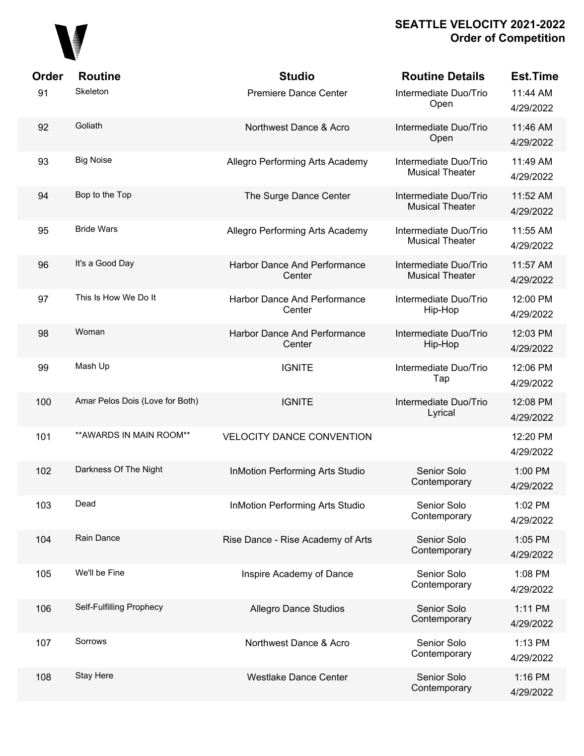# SEATTLE VELOCITY 2021-2022
## Order of Competition

| Order | Routine | Studio | Routine Details | Est.Time |
|---|---|---|---|---|
| 91 | Skeleton | Premiere Dance Center | Intermediate Duo/Trio Open | 11:44 AM 4/29/2022 |
| 92 | Goliath | Northwest Dance & Acro | Intermediate Duo/Trio Open | 11:46 AM 4/29/2022 |
| 93 | Big Noise | Allegro Performing Arts Academy | Intermediate Duo/Trio Musical Theater | 11:49 AM 4/29/2022 |
| 94 | Bop to the Top | The Surge Dance Center | Intermediate Duo/Trio Musical Theater | 11:52 AM 4/29/2022 |
| 95 | Bride Wars | Allegro Performing Arts Academy | Intermediate Duo/Trio Musical Theater | 11:55 AM 4/29/2022 |
| 96 | It's a Good Day | Harbor Dance And Performance Center | Intermediate Duo/Trio Musical Theater | 11:57 AM 4/29/2022 |
| 97 | This Is How We Do It | Harbor Dance And Performance Center | Intermediate Duo/Trio Hip-Hop | 12:00 PM 4/29/2022 |
| 98 | Woman | Harbor Dance And Performance Center | Intermediate Duo/Trio Hip-Hop | 12:03 PM 4/29/2022 |
| 99 | Mash Up | IGNITE | Intermediate Duo/Trio Tap | 12:06 PM 4/29/2022 |
| 100 | Amar Pelos Dois (Love for Both) | IGNITE | Intermediate Duo/Trio Lyrical | 12:08 PM 4/29/2022 |
| 101 | **AWARDS IN MAIN ROOM** | VELOCITY DANCE CONVENTION | | 12:20 PM 4/29/2022 |
| 102 | Darkness Of The Night | InMotion Performing Arts Studio | Senior Solo Contemporary | 1:00 PM 4/29/2022 |
| 103 | Dead | InMotion Performing Arts Studio | Senior Solo Contemporary | 1:02 PM 4/29/2022 |
| 104 | Rain Dance | Rise Dance - Rise Academy of Arts | Senior Solo Contemporary | 1:05 PM 4/29/2022 |
| 105 | We'll be Fine | Inspire Academy of Dance | Senior Solo Contemporary | 1:08 PM 4/29/2022 |
| 106 | Self-Fulfilling Prophecy | Allegro Dance Studios | Senior Solo Contemporary | 1:11 PM 4/29/2022 |
| 107 | Sorrows | Northwest Dance & Acro | Senior Solo Contemporary | 1:13 PM 4/29/2022 |
| 108 | Stay Here | Westlake Dance Center | Senior Solo Contemporary | 1:16 PM 4/29/2022 |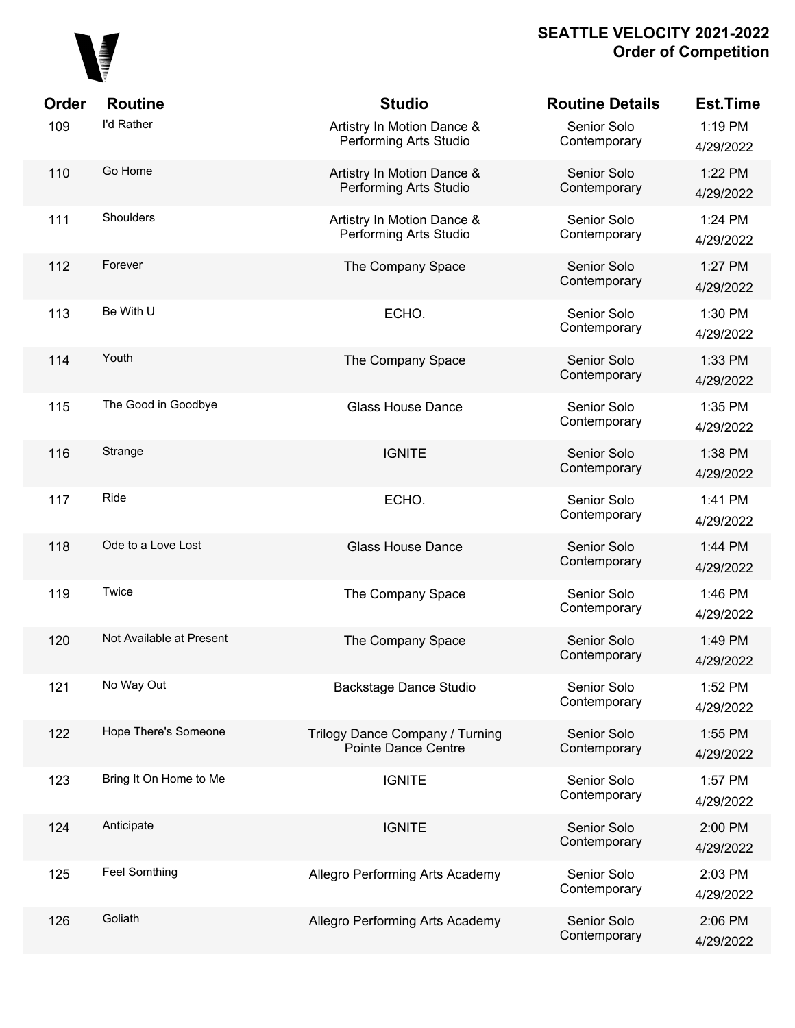# SEATTLE VELOCITY 2021-2022
## Order of Competition

| Order | Routine | Studio | Routine Details | Est.Time |
|---|---|---|---|---|
| 109 | I'd Rather | Artistry In Motion Dance & Performing Arts Studio | Senior Solo Contemporary | 1:19 PM 4/29/2022 |
| 110 | Go Home | Artistry In Motion Dance & Performing Arts Studio | Senior Solo Contemporary | 1:22 PM 4/29/2022 |
| 111 | Shoulders | Artistry In Motion Dance & Performing Arts Studio | Senior Solo Contemporary | 1:24 PM 4/29/2022 |
| 112 | Forever | The Company Space | Senior Solo Contemporary | 1:27 PM 4/29/2022 |
| 113 | Be With U | ECHO. | Senior Solo Contemporary | 1:30 PM 4/29/2022 |
| 114 | Youth | The Company Space | Senior Solo Contemporary | 1:33 PM 4/29/2022 |
| 115 | The Good in Goodbye | Glass House Dance | Senior Solo Contemporary | 1:35 PM 4/29/2022 |
| 116 | Strange | IGNITE | Senior Solo Contemporary | 1:38 PM 4/29/2022 |
| 117 | Ride | ECHO. | Senior Solo Contemporary | 1:41 PM 4/29/2022 |
| 118 | Ode to a Love Lost | Glass House Dance | Senior Solo Contemporary | 1:44 PM 4/29/2022 |
| 119 | Twice | The Company Space | Senior Solo Contemporary | 1:46 PM 4/29/2022 |
| 120 | Not Available at Present | The Company Space | Senior Solo Contemporary | 1:49 PM 4/29/2022 |
| 121 | No Way Out | Backstage Dance Studio | Senior Solo Contemporary | 1:52 PM 4/29/2022 |
| 122 | Hope There's Someone | Trilogy Dance Company / Turning Pointe Dance Centre | Senior Solo Contemporary | 1:55 PM 4/29/2022 |
| 123 | Bring It On Home to Me | IGNITE | Senior Solo Contemporary | 1:57 PM 4/29/2022 |
| 124 | Anticipate | IGNITE | Senior Solo Contemporary | 2:00 PM 4/29/2022 |
| 125 | Feel Somthing | Allegro Performing Arts Academy | Senior Solo Contemporary | 2:03 PM 4/29/2022 |
| 126 | Goliath | Allegro Performing Arts Academy | Senior Solo Contemporary | 2:06 PM 4/29/2022 |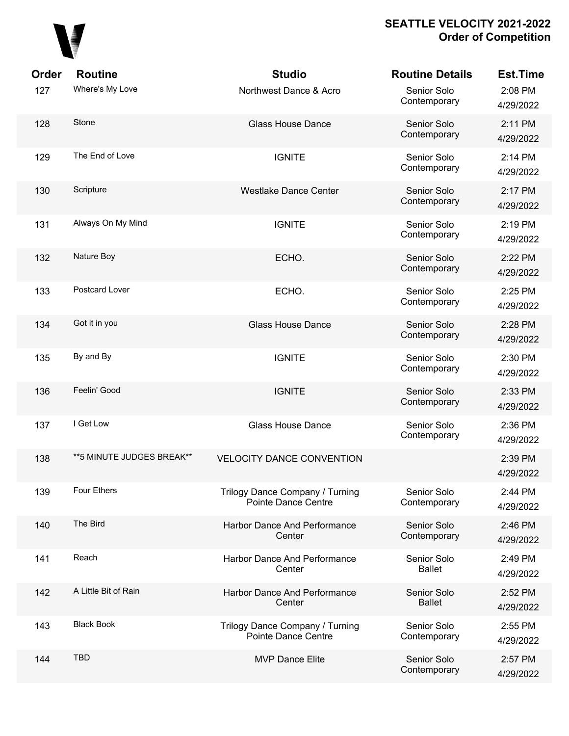**SEATTLE VELOCITY 2021-2022**
**Order of Competition**

| Order | Routine | Studio | Routine Details | Est.Time |
|---|---|---|---|---|
| 127 | Where's My Love | Northwest Dance & Acro | Senior Solo Contemporary | 2:08 PM 4/29/2022 |
| 128 | Stone | Glass House Dance | Senior Solo Contemporary | 2:11 PM 4/29/2022 |
| 129 | The End of Love | IGNITE | Senior Solo Contemporary | 2:14 PM 4/29/2022 |
| 130 | Scripture | Westlake Dance Center | Senior Solo Contemporary | 2:17 PM 4/29/2022 |
| 131 | Always On My Mind | IGNITE | Senior Solo Contemporary | 2:19 PM 4/29/2022 |
| 132 | Nature Boy | ECHO. | Senior Solo Contemporary | 2:22 PM 4/29/2022 |
| 133 | Postcard Lover | ECHO. | Senior Solo Contemporary | 2:25 PM 4/29/2022 |
| 134 | Got it in you | Glass House Dance | Senior Solo Contemporary | 2:28 PM 4/29/2022 |
| 135 | By and By | IGNITE | Senior Solo Contemporary | 2:30 PM 4/29/2022 |
| 136 | Feelin' Good | IGNITE | Senior Solo Contemporary | 2:33 PM 4/29/2022 |
| 137 | I Get Low | Glass House Dance | Senior Solo Contemporary | 2:36 PM 4/29/2022 |
| 138 | **5 MINUTE JUDGES BREAK** | VELOCITY DANCE CONVENTION | | 2:39 PM 4/29/2022 |
| 139 | Four Ethers | Trilogy Dance Company / Turning Pointe Dance Centre | Senior Solo Contemporary | 2:44 PM 4/29/2022 |
| 140 | The Bird | Harbor Dance And Performance Center | Senior Solo Contemporary | 2:46 PM 4/29/2022 |
| 141 | Reach | Harbor Dance And Performance Center | Senior Solo Ballet | 2:49 PM 4/29/2022 |
| 142 | A Little Bit of Rain | Harbor Dance And Performance Center | Senior Solo Ballet | 2:52 PM 4/29/2022 |
| 143 | Black Book | Trilogy Dance Company / Turning Pointe Dance Centre | Senior Solo Contemporary | 2:55 PM 4/29/2022 |
| 144 | TBD | MVP Dance Elite | Senior Solo Contemporary | 2:57 PM 4/29/2022 |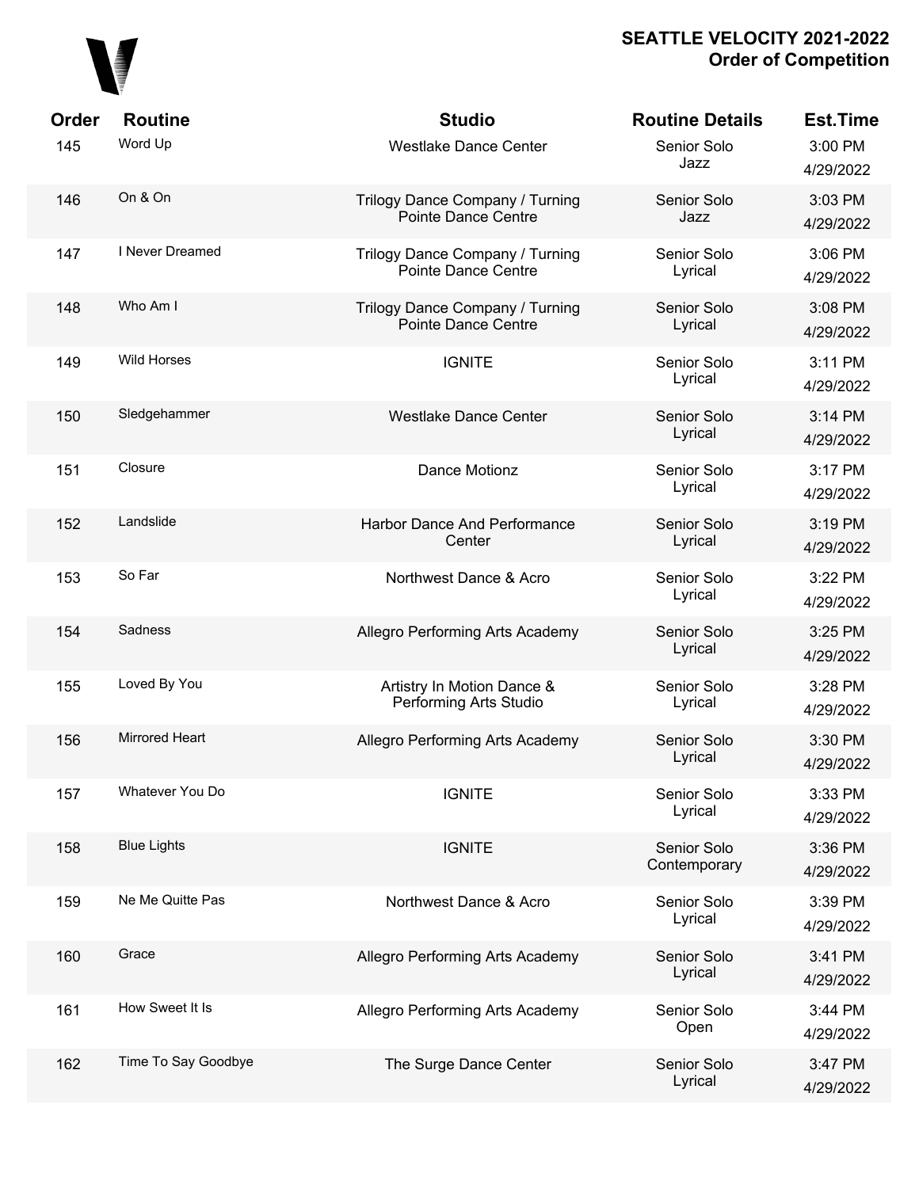# SEATTLE VELOCITY 2021-2022
## Order of Competition

| Order | Routine | Studio | Routine Details | Est.Time |
|---|---|---|---|---|
| 145 | Word Up | Westlake Dance Center | Senior Solo Jazz | 3:00 PM 4/29/2022 |
| 146 | On & On | Trilogy Dance Company / Turning Pointe Dance Centre | Senior Solo Jazz | 3:03 PM 4/29/2022 |
| 147 | I Never Dreamed | Trilogy Dance Company / Turning Pointe Dance Centre | Senior Solo Lyrical | 3:06 PM 4/29/2022 |
| 148 | Who Am I | Trilogy Dance Company / Turning Pointe Dance Centre | Senior Solo Lyrical | 3:08 PM 4/29/2022 |
| 149 | Wild Horses | IGNITE | Senior Solo Lyrical | 3:11 PM 4/29/2022 |
| 150 | Sledgehammer | Westlake Dance Center | Senior Solo Lyrical | 3:14 PM 4/29/2022 |
| 151 | Closure | Dance Motionz | Senior Solo Lyrical | 3:17 PM 4/29/2022 |
| 152 | Landslide | Harbor Dance And Performance Center | Senior Solo Lyrical | 3:19 PM 4/29/2022 |
| 153 | So Far | Northwest Dance & Acro | Senior Solo Lyrical | 3:22 PM 4/29/2022 |
| 154 | Sadness | Allegro Performing Arts Academy | Senior Solo Lyrical | 3:25 PM 4/29/2022 |
| 155 | Loved By You | Artistry In Motion Dance & Performing Arts Studio | Senior Solo Lyrical | 3:28 PM 4/29/2022 |
| 156 | Mirrored Heart | Allegro Performing Arts Academy | Senior Solo Lyrical | 3:30 PM 4/29/2022 |
| 157 | Whatever You Do | IGNITE | Senior Solo Lyrical | 3:33 PM 4/29/2022 |
| 158 | Blue Lights | IGNITE | Senior Solo Contemporary | 3:36 PM 4/29/2022 |
| 159 | Ne Me Quitte Pas | Northwest Dance & Acro | Senior Solo Lyrical | 3:39 PM 4/29/2022 |
| 160 | Grace | Allegro Performing Arts Academy | Senior Solo Lyrical | 3:41 PM 4/29/2022 |
| 161 | How Sweet It Is | Allegro Performing Arts Academy | Senior Solo Open | 3:44 PM 4/29/2022 |
| 162 | Time To Say Goodbye | The Surge Dance Center | Senior Solo Lyrical | 3:47 PM 4/29/2022 |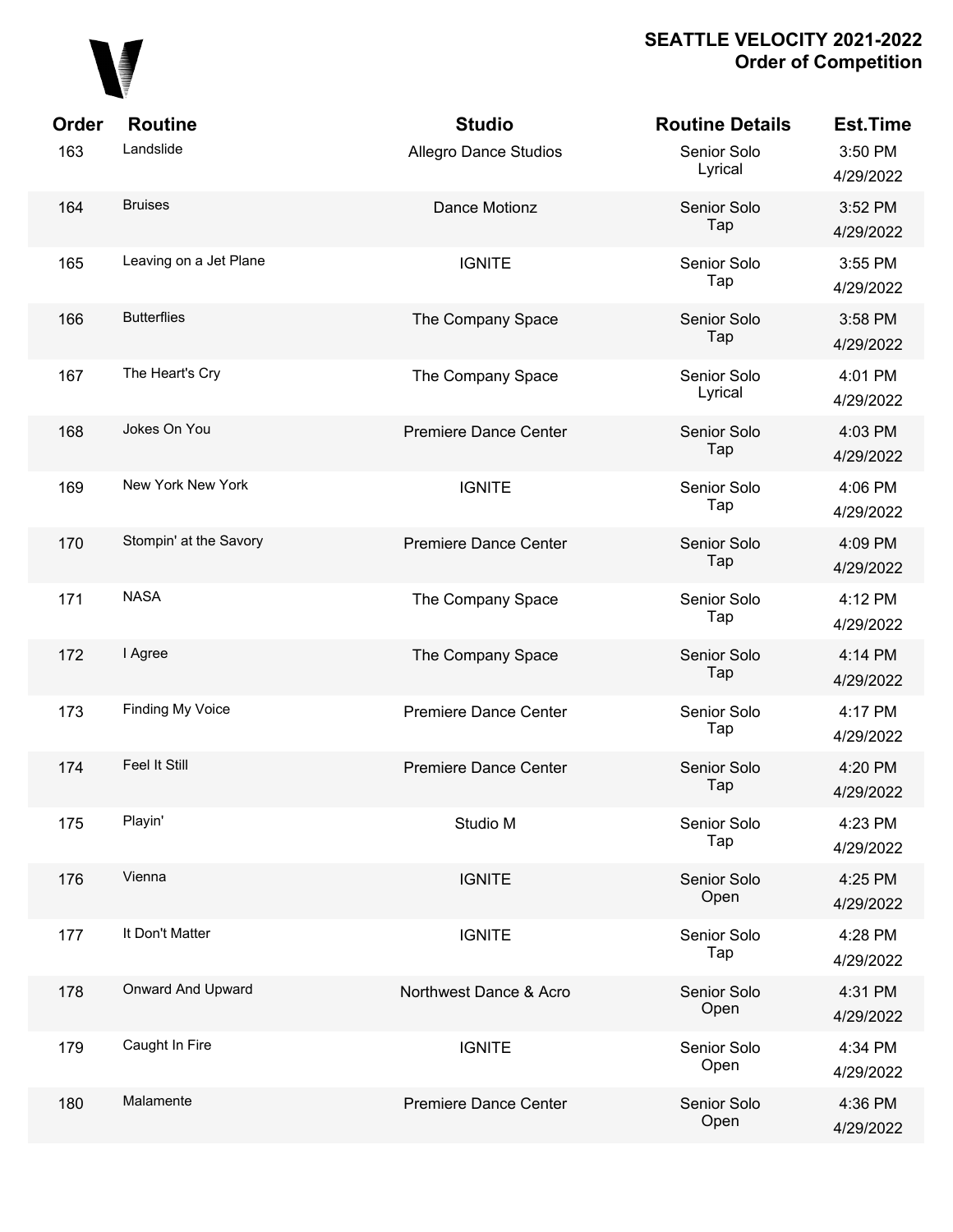**SEATTLE VELOCITY 2021-2022**
**Order of Competition**

| Order | Routine | Studio | Routine Details | Est.Time |
|---|---|---|---|---|
| 163 | Landslide | Allegro Dance Studios | Senior Solo Lyrical | 3:50 PM 4/29/2022 |
| 164 | Bruises | Dance Motionz | Senior Solo Tap | 3:52 PM 4/29/2022 |
| 165 | Leaving on a Jet Plane | IGNITE | Senior Solo Tap | 3:55 PM 4/29/2022 |
| 166 | Butterflies | The Company Space | Senior Solo Tap | 3:58 PM 4/29/2022 |
| 167 | The Heart's Cry | The Company Space | Senior Solo Lyrical | 4:01 PM 4/29/2022 |
| 168 | Jokes On You | Premiere Dance Center | Senior Solo Tap | 4:03 PM 4/29/2022 |
| 169 | New York New York | IGNITE | Senior Solo Tap | 4:06 PM 4/29/2022 |
| 170 | Stompin' at the Savory | Premiere Dance Center | Senior Solo Tap | 4:09 PM 4/29/2022 |
| 171 | NASA | The Company Space | Senior Solo Tap | 4:12 PM 4/29/2022 |
| 172 | I Agree | The Company Space | Senior Solo Tap | 4:14 PM 4/29/2022 |
| 173 | Finding My Voice | Premiere Dance Center | Senior Solo Tap | 4:17 PM 4/29/2022 |
| 174 | Feel It Still | Premiere Dance Center | Senior Solo Tap | 4:20 PM 4/29/2022 |
| 175 | Playin' | Studio M | Senior Solo Tap | 4:23 PM 4/29/2022 |
| 176 | Vienna | IGNITE | Senior Solo Open | 4:25 PM 4/29/2022 |
| 177 | It Don't Matter | IGNITE | Senior Solo Tap | 4:28 PM 4/29/2022 |
| 178 | Onward And Upward | Northwest Dance & Acro | Senior Solo Open | 4:31 PM 4/29/2022 |
| 179 | Caught In Fire | IGNITE | Senior Solo Open | 4:34 PM 4/29/2022 |
| 180 | Malamente | Premiere Dance Center | Senior Solo Open | 4:36 PM 4/29/2022 |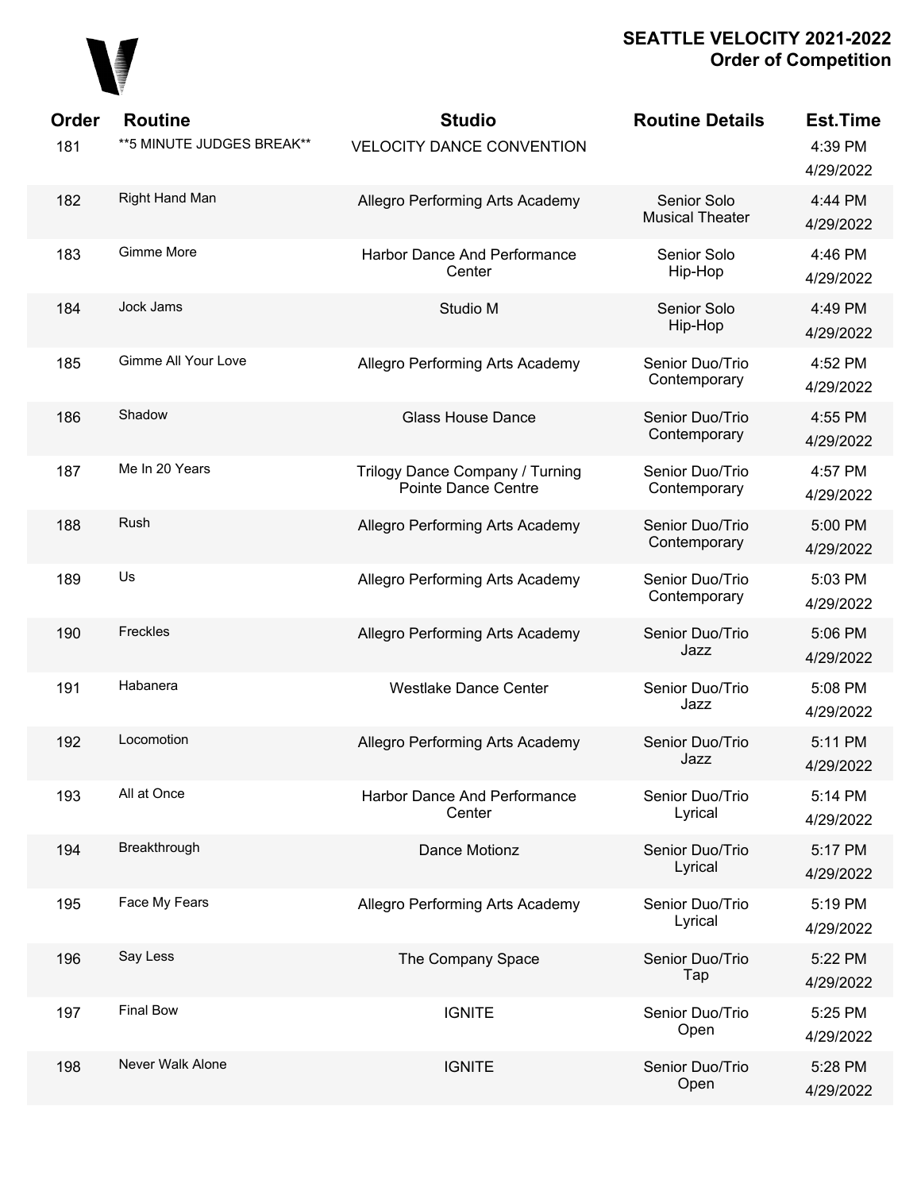## SEATTLE VELOCITY 2021-2022
## Order of Competition

| Order | Routine | Studio | Routine Details | Est.Time |
|---|---|---|---|---|
| 181 | **5 MINUTE JUDGES BREAK** | VELOCITY DANCE CONVENTION | | 4:39 PM 4/29/2022 |
| 182 | Right Hand Man | Allegro Performing Arts Academy | Senior Solo Musical Theater | 4:44 PM 4/29/2022 |
| 183 | Gimme More | Harbor Dance And Performance Center | Senior Solo Hip-Hop | 4:46 PM 4/29/2022 |
| 184 | Jock Jams | Studio M | Senior Solo Hip-Hop | 4:49 PM 4/29/2022 |
| 185 | Gimme All Your Love | Allegro Performing Arts Academy | Senior Duo/Trio Contemporary | 4:52 PM 4/29/2022 |
| 186 | Shadow | Glass House Dance | Senior Duo/Trio Contemporary | 4:55 PM 4/29/2022 |
| 187 | Me In 20 Years | Trilogy Dance Company / Turning Pointe Dance Centre | Senior Duo/Trio Contemporary | 4:57 PM 4/29/2022 |
| 188 | Rush | Allegro Performing Arts Academy | Senior Duo/Trio Contemporary | 5:00 PM 4/29/2022 |
| 189 | Us | Allegro Performing Arts Academy | Senior Duo/Trio Contemporary | 5:03 PM 4/29/2022 |
| 190 | Freckles | Allegro Performing Arts Academy | Senior Duo/Trio Jazz | 5:06 PM 4/29/2022 |
| 191 | Habanera | Westlake Dance Center | Senior Duo/Trio Jazz | 5:08 PM 4/29/2022 |
| 192 | Locomotion | Allegro Performing Arts Academy | Senior Duo/Trio Jazz | 5:11 PM 4/29/2022 |
| 193 | All at Once | Harbor Dance And Performance Center | Senior Duo/Trio Lyrical | 5:14 PM 4/29/2022 |
| 194 | Breakthrough | Dance Motionz | Senior Duo/Trio Lyrical | 5:17 PM 4/29/2022 |
| 195 | Face My Fears | Allegro Performing Arts Academy | Senior Duo/Trio Lyrical | 5:19 PM 4/29/2022 |
| 196 | Say Less | The Company Space | Senior Duo/Trio Tap | 5:22 PM 4/29/2022 |
| 197 | Final Bow | IGNITE | Senior Duo/Trio Open | 5:25 PM 4/29/2022 |
| 198 | Never Walk Alone | IGNITE | Senior Duo/Trio Open | 5:28 PM 4/29/2022 |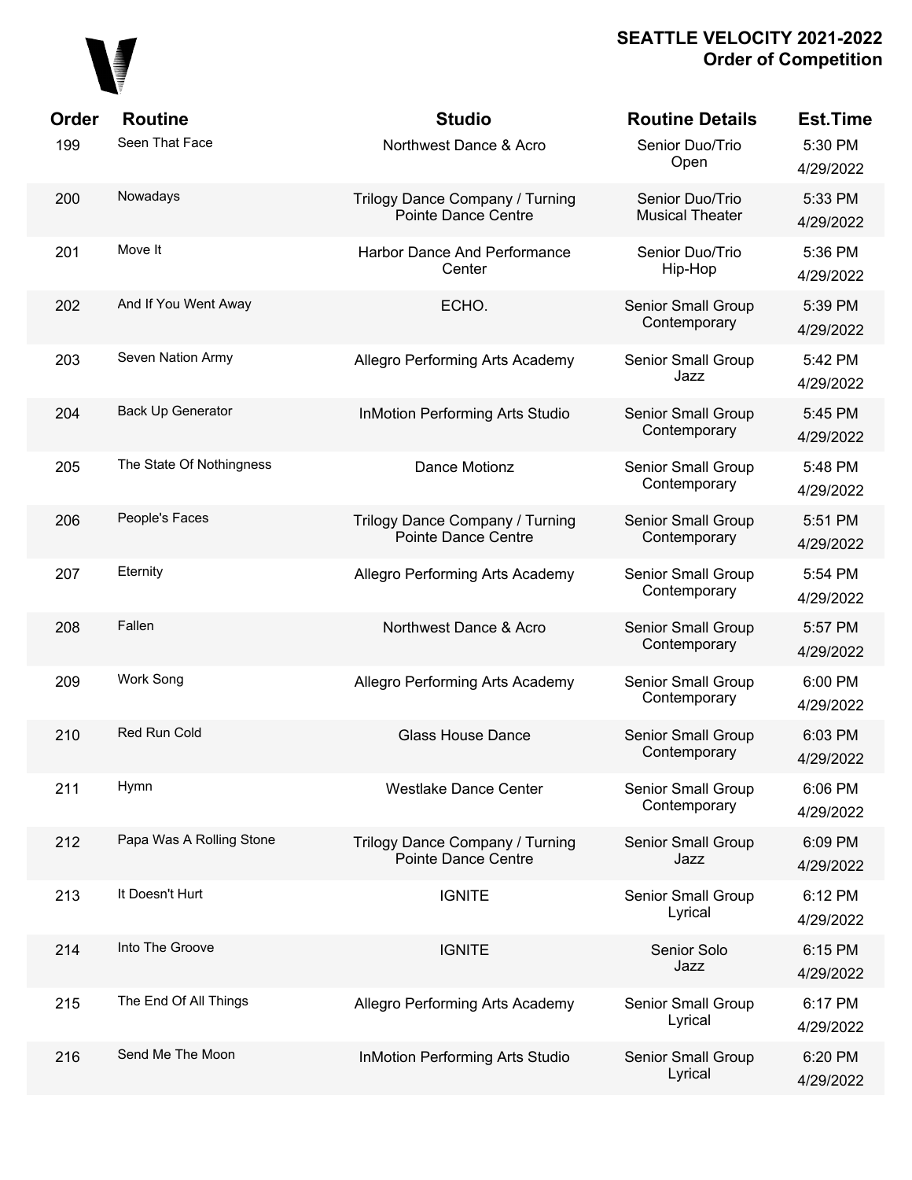**SEATTLE VELOCITY 2021-2022**
**Order of Competition**

| Order | Routine | Studio | Routine Details | Est.Time |
|---|---|---|---|---|
| 199 | Seen That Face | Northwest Dance & Acro | Senior Duo/Trio Open | 5:30 PM 4/29/2022 |
| 200 | Nowadays | Trilogy Dance Company / Turning Pointe Dance Centre | Senior Duo/Trio Musical Theater | 5:33 PM 4/29/2022 |
| 201 | Move It | Harbor Dance And Performance Center | Senior Duo/Trio Hip-Hop | 5:36 PM 4/29/2022 |
| 202 | And If You Went Away | ECHO. | Senior Small Group Contemporary | 5:39 PM 4/29/2022 |
| 203 | Seven Nation Army | Allegro Performing Arts Academy | Senior Small Group Jazz | 5:42 PM 4/29/2022 |
| 204 | Back Up Generator | InMotion Performing Arts Studio | Senior Small Group Contemporary | 5:45 PM 4/29/2022 |
| 205 | The State Of Nothingness | Dance Motionz | Senior Small Group Contemporary | 5:48 PM 4/29/2022 |
| 206 | People's Faces | Trilogy Dance Company / Turning Pointe Dance Centre | Senior Small Group Contemporary | 5:51 PM 4/29/2022 |
| 207 | Eternity | Allegro Performing Arts Academy | Senior Small Group Contemporary | 5:54 PM 4/29/2022 |
| 208 | Fallen | Northwest Dance & Acro | Senior Small Group Contemporary | 5:57 PM 4/29/2022 |
| 209 | Work Song | Allegro Performing Arts Academy | Senior Small Group Contemporary | 6:00 PM 4/29/2022 |
| 210 | Red Run Cold | Glass House Dance | Senior Small Group Contemporary | 6:03 PM 4/29/2022 |
| 211 | Hymn | Westlake Dance Center | Senior Small Group Contemporary | 6:06 PM 4/29/2022 |
| 212 | Papa Was A Rolling Stone | Trilogy Dance Company / Turning Pointe Dance Centre | Senior Small Group Jazz | 6:09 PM 4/29/2022 |
| 213 | It Doesn't Hurt | IGNITE | Senior Small Group Lyrical | 6:12 PM 4/29/2022 |
| 214 | Into The Groove | IGNITE | Senior Solo Jazz | 6:15 PM 4/29/2022 |
| 215 | The End Of All Things | Allegro Performing Arts Academy | Senior Small Group Lyrical | 6:17 PM 4/29/2022 |
| 216 | Send Me The Moon | InMotion Performing Arts Studio | Senior Small Group Lyrical | 6:20 PM 4/29/2022 |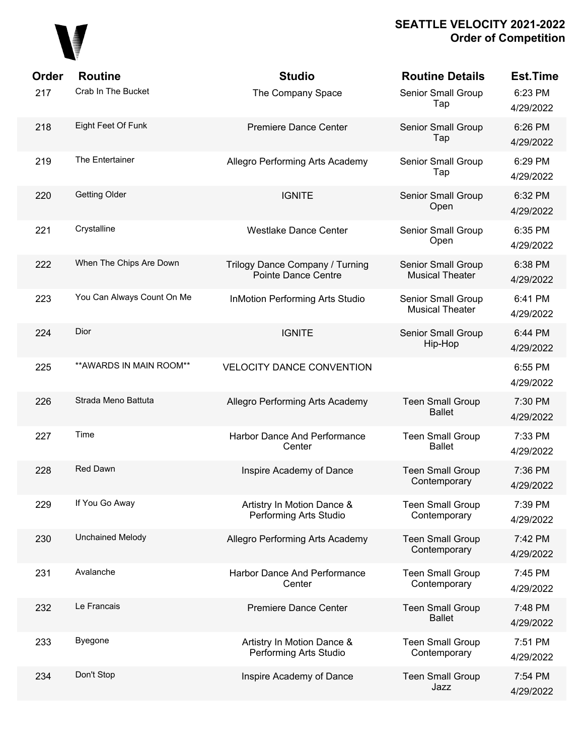# SEATTLE VELOCITY 2021-2022
## Order of Competition

| Order | Routine | Studio | Routine Details | Est.Time |
|---|---|---|---|---|
| 217 | Crab In The Bucket | The Company Space | Senior Small Group Tap | 6:23 PM 4/29/2022 |
| 218 | Eight Feet Of Funk | Premiere Dance Center | Senior Small Group Tap | 6:26 PM 4/29/2022 |
| 219 | The Entertainer | Allegro Performing Arts Academy | Senior Small Group Tap | 6:29 PM 4/29/2022 |
| 220 | Getting Older | IGNITE | Senior Small Group Open | 6:32 PM 4/29/2022 |
| 221 | Crystalline | Westlake Dance Center | Senior Small Group Open | 6:35 PM 4/29/2022 |
| 222 | When The Chips Are Down | Trilogy Dance Company / Turning Pointe Dance Centre | Senior Small Group Musical Theater | 6:38 PM 4/29/2022 |
| 223 | You Can Always Count On Me | InMotion Performing Arts Studio | Senior Small Group Musical Theater | 6:41 PM 4/29/2022 |
| 224 | Dior | IGNITE | Senior Small Group Hip-Hop | 6:44 PM 4/29/2022 |
| 225 | **AWARDS IN MAIN ROOM** | VELOCITY DANCE CONVENTION | | 6:55 PM 4/29/2022 |
| 226 | Strada Meno Battuta | Allegro Performing Arts Academy | Teen Small Group Ballet | 7:30 PM 4/29/2022 |
| 227 | Time | Harbor Dance And Performance Center | Teen Small Group Ballet | 7:33 PM 4/29/2022 |
| 228 | Red Dawn | Inspire Academy of Dance | Teen Small Group Contemporary | 7:36 PM 4/29/2022 |
| 229 | If You Go Away | Artistry In Motion Dance & Performing Arts Studio | Teen Small Group Contemporary | 7:39 PM 4/29/2022 |
| 230 | Unchained Melody | Allegro Performing Arts Academy | Teen Small Group Contemporary | 7:42 PM 4/29/2022 |
| 231 | Avalanche | Harbor Dance And Performance Center | Teen Small Group Contemporary | 7:45 PM 4/29/2022 |
| 232 | Le Francais | Premiere Dance Center | Teen Small Group Ballet | 7:48 PM 4/29/2022 |
| 233 | Byegone | Artistry In Motion Dance & Performing Arts Studio | Teen Small Group Contemporary | 7:51 PM 4/29/2022 |
| 234 | Don't Stop | Inspire Academy of Dance | Teen Small Group Jazz | 7:54 PM 4/29/2022 |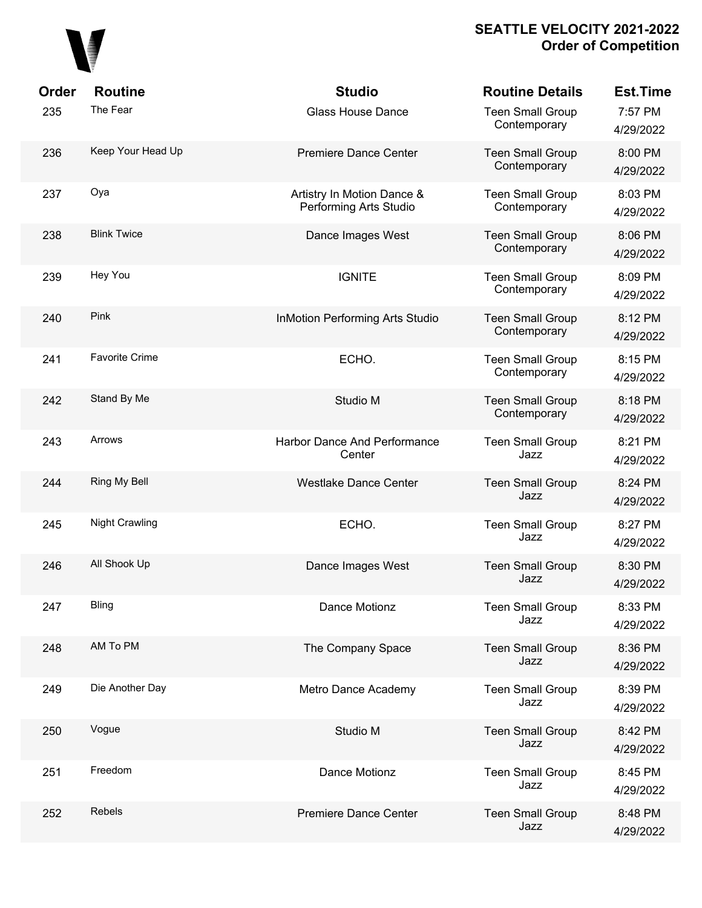# SEATTLE VELOCITY 2021-2022
## Order of Competition

| Order | Routine | Studio | Routine Details | Est.Time |
|---|---|---|---|---|
| 235 | The Fear | Glass House Dance | Teen Small Group Contemporary | 7:57 PM 4/29/2022 |
| 236 | Keep Your Head Up | Premiere Dance Center | Teen Small Group Contemporary | 8:00 PM 4/29/2022 |
| 237 | Oya | Artistry In Motion Dance & Performing Arts Studio | Teen Small Group Contemporary | 8:03 PM 4/29/2022 |
| 238 | Blink Twice | Dance Images West | Teen Small Group Contemporary | 8:06 PM 4/29/2022 |
| 239 | Hey You | IGNITE | Teen Small Group Contemporary | 8:09 PM 4/29/2022 |
| 240 | Pink | InMotion Performing Arts Studio | Teen Small Group Contemporary | 8:12 PM 4/29/2022 |
| 241 | Favorite Crime | ECHO. | Teen Small Group Contemporary | 8:15 PM 4/29/2022 |
| 242 | Stand By Me | Studio M | Teen Small Group Contemporary | 8:18 PM 4/29/2022 |
| 243 | Arrows | Harbor Dance And Performance Center | Teen Small Group Jazz | 8:21 PM 4/29/2022 |
| 244 | Ring My Bell | Westlake Dance Center | Teen Small Group Jazz | 8:24 PM 4/29/2022 |
| 245 | Night Crawling | ECHO. | Teen Small Group Jazz | 8:27 PM 4/29/2022 |
| 246 | All Shook Up | Dance Images West | Teen Small Group Jazz | 8:30 PM 4/29/2022 |
| 247 | Bling | Dance Motionz | Teen Small Group Jazz | 8:33 PM 4/29/2022 |
| 248 | AM To PM | The Company Space | Teen Small Group Jazz | 8:36 PM 4/29/2022 |
| 249 | Die Another Day | Metro Dance Academy | Teen Small Group Jazz | 8:39 PM 4/29/2022 |
| 250 | Vogue | Studio M | Teen Small Group Jazz | 8:42 PM 4/29/2022 |
| 251 | Freedom | Dance Motionz | Teen Small Group Jazz | 8:45 PM 4/29/2022 |
| 252 | Rebels | Premiere Dance Center | Teen Small Group Jazz | 8:48 PM 4/29/2022 |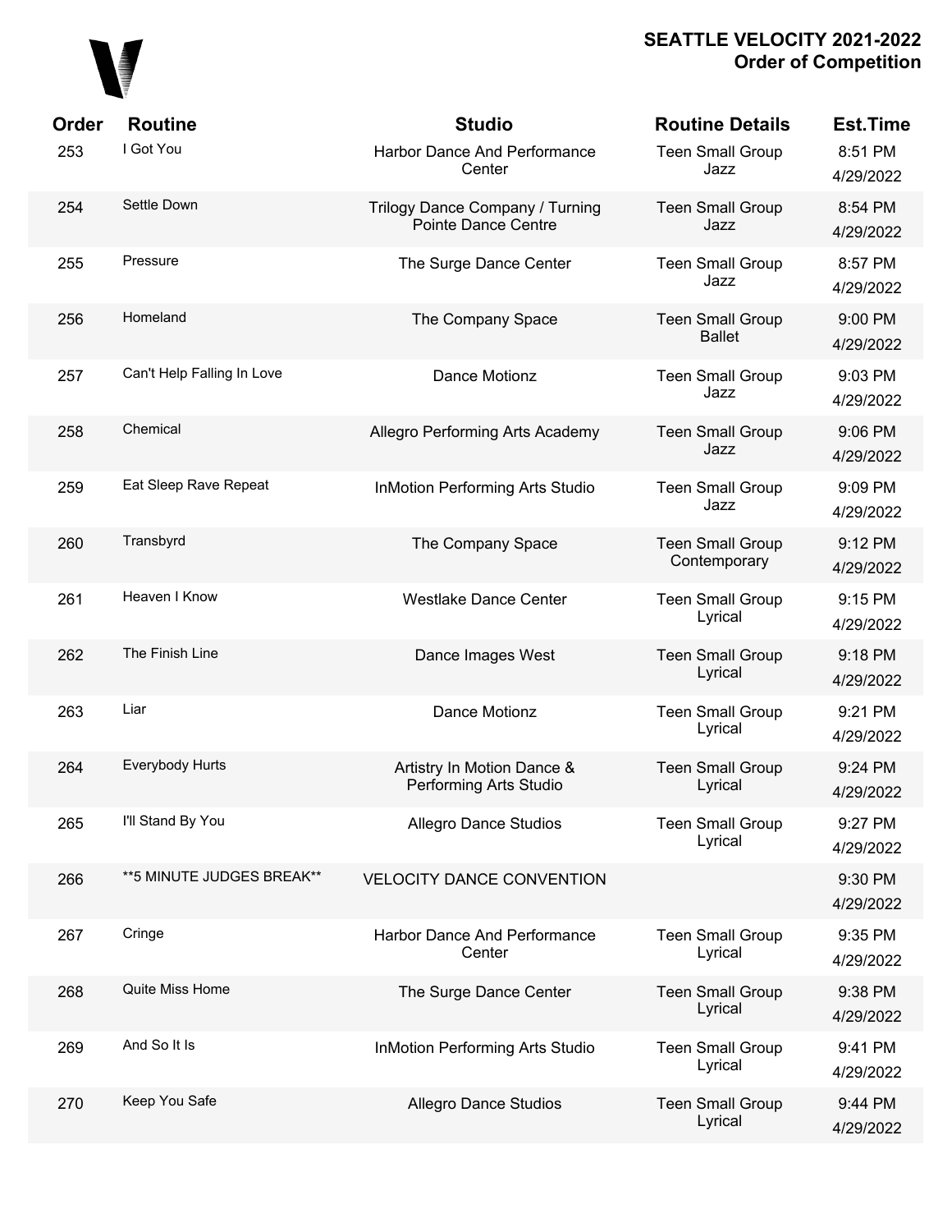# SEATTLE VELOCITY 2021-2022
## Order of Competition

| Order | Routine | Studio | Routine Details | Est.Time |
|---|---|---|---|---|
| 253 | I Got You | Harbor Dance And Performance Center | Teen Small Group Jazz | 8:51 PM 4/29/2022 |
| 254 | Settle Down | Trilogy Dance Company / Turning Pointe Dance Centre | Teen Small Group Jazz | 8:54 PM 4/29/2022 |
| 255 | Pressure | The Surge Dance Center | Teen Small Group Jazz | 8:57 PM 4/29/2022 |
| 256 | Homeland | The Company Space | Teen Small Group Ballet | 9:00 PM 4/29/2022 |
| 257 | Can't Help Falling In Love | Dance Motionz | Teen Small Group Jazz | 9:03 PM 4/29/2022 |
| 258 | Chemical | Allegro Performing Arts Academy | Teen Small Group Jazz | 9:06 PM 4/29/2022 |
| 259 | Eat Sleep Rave Repeat | InMotion Performing Arts Studio | Teen Small Group Jazz | 9:09 PM 4/29/2022 |
| 260 | Transbyrd | The Company Space | Teen Small Group Contemporary | 9:12 PM 4/29/2022 |
| 261 | Heaven I Know | Westlake Dance Center | Teen Small Group Lyrical | 9:15 PM 4/29/2022 |
| 262 | The Finish Line | Dance Images West | Teen Small Group Lyrical | 9:18 PM 4/29/2022 |
| 263 | Liar | Dance Motionz | Teen Small Group Lyrical | 9:21 PM 4/29/2022 |
| 264 | Everybody Hurts | Artistry In Motion Dance & Performing Arts Studio | Teen Small Group Lyrical | 9:24 PM 4/29/2022 |
| 265 | I'll Stand By You | Allegro Dance Studios | Teen Small Group Lyrical | 9:27 PM 4/29/2022 |
| 266 | **5 MINUTE JUDGES BREAK** | VELOCITY DANCE CONVENTION | | 9:30 PM 4/29/2022 |
| 267 | Cringe | Harbor Dance And Performance Center | Teen Small Group Lyrical | 9:35 PM 4/29/2022 |
| 268 | Quite Miss Home | The Surge Dance Center | Teen Small Group Lyrical | 9:38 PM 4/29/2022 |
| 269 | And So It Is | InMotion Performing Arts Studio | Teen Small Group Lyrical | 9:41 PM 4/29/2022 |
| 270 | Keep You Safe | Allegro Dance Studios | Teen Small Group Lyrical | 9:44 PM 4/29/2022 |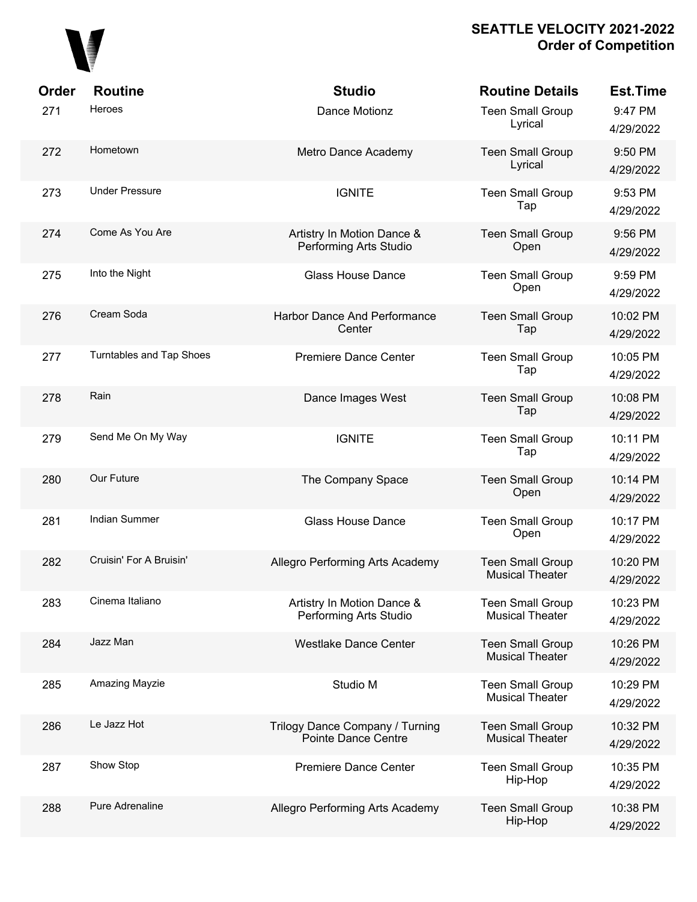**SEATTLE VELOCITY 2021-2022**
**Order of Competition**

| Order | Routine | Studio | Routine Details | Est.Time |
|---|---|---|---|---|
| 271 | Heroes | Dance Motionz | Teen Small Group Lyrical | 9:47 PM 4/29/2022 |
| 272 | Hometown | Metro Dance Academy | Teen Small Group Lyrical | 9:50 PM 4/29/2022 |
| 273 | Under Pressure | IGNITE | Teen Small Group Tap | 9:53 PM 4/29/2022 |
| 274 | Come As You Are | Artistry In Motion Dance & Performing Arts Studio | Teen Small Group Open | 9:56 PM 4/29/2022 |
| 275 | Into the Night | Glass House Dance | Teen Small Group Open | 9:59 PM 4/29/2022 |
| 276 | Cream Soda | Harbor Dance And Performance Center | Teen Small Group Tap | 10:02 PM 4/29/2022 |
| 277 | Turntables and Tap Shoes | Premiere Dance Center | Teen Small Group Tap | 10:05 PM 4/29/2022 |
| 278 | Rain | Dance Images West | Teen Small Group Tap | 10:08 PM 4/29/2022 |
| 279 | Send Me On My Way | IGNITE | Teen Small Group Tap | 10:11 PM 4/29/2022 |
| 280 | Our Future | The Company Space | Teen Small Group Open | 10:14 PM 4/29/2022 |
| 281 | Indian Summer | Glass House Dance | Teen Small Group Open | 10:17 PM 4/29/2022 |
| 282 | Cruisin' For A Bruisin' | Allegro Performing Arts Academy | Teen Small Group Musical Theater | 10:20 PM 4/29/2022 |
| 283 | Cinema Italiano | Artistry In Motion Dance & Performing Arts Studio | Teen Small Group Musical Theater | 10:23 PM 4/29/2022 |
| 284 | Jazz Man | Westlake Dance Center | Teen Small Group Musical Theater | 10:26 PM 4/29/2022 |
| 285 | Amazing Mayzie | Studio M | Teen Small Group Musical Theater | 10:29 PM 4/29/2022 |
| 286 | Le Jazz Hot | Trilogy Dance Company / Turning Pointe Dance Centre | Teen Small Group Musical Theater | 10:32 PM 4/29/2022 |
| 287 | Show Stop | Premiere Dance Center | Teen Small Group Hip-Hop | 10:35 PM 4/29/2022 |
| 288 | Pure Adrenaline | Allegro Performing Arts Academy | Teen Small Group Hip-Hop | 10:38 PM 4/29/2022 |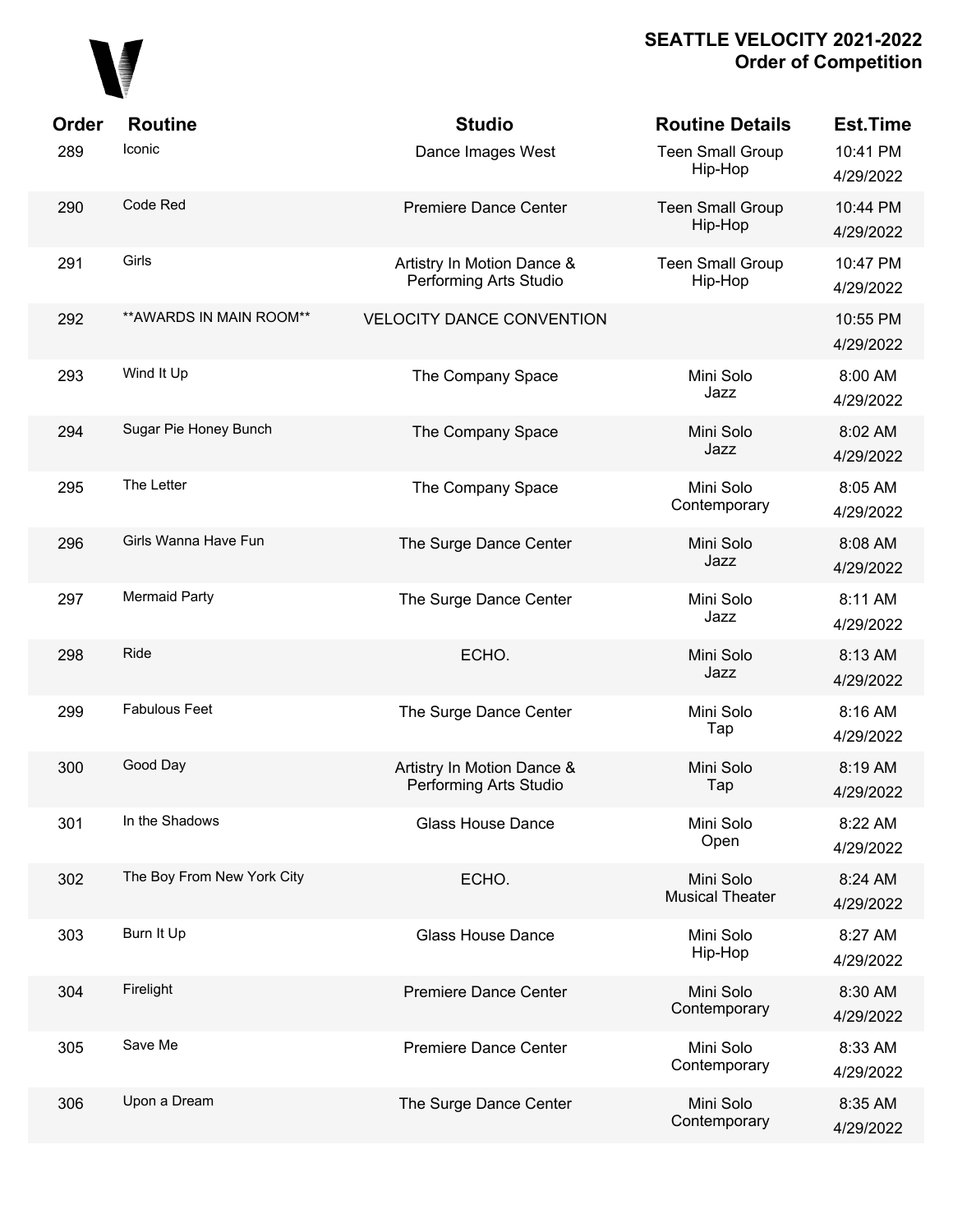# SEATTLE VELOCITY 2021-2022
## Order of Competition

| Order | Routine | Studio | Routine Details | Est.Time |
|---|---|---|---|---|
| 289 | Iconic | Dance Images West | Teen Small Group Hip-Hop | 10:41 PM 4/29/2022 |
| 290 | Code Red | Premiere Dance Center | Teen Small Group Hip-Hop | 10:44 PM 4/29/2022 |
| 291 | Girls | Artistry In Motion Dance & Performing Arts Studio | Teen Small Group Hip-Hop | 10:47 PM 4/29/2022 |
| 292 | **AWARDS IN MAIN ROOM** | VELOCITY DANCE CONVENTION | | 10:55 PM 4/29/2022 |
| 293 | Wind It Up | The Company Space | Mini Solo Jazz | 8:00 AM 4/29/2022 |
| 294 | Sugar Pie Honey Bunch | The Company Space | Mini Solo Jazz | 8:02 AM 4/29/2022 |
| 295 | The Letter | The Company Space | Mini Solo Contemporary | 8:05 AM 4/29/2022 |
| 296 | Girls Wanna Have Fun | The Surge Dance Center | Mini Solo Jazz | 8:08 AM 4/29/2022 |
| 297 | Mermaid Party | The Surge Dance Center | Mini Solo Jazz | 8:11 AM 4/29/2022 |
| 298 | Ride | ECHO. | Mini Solo Jazz | 8:13 AM 4/29/2022 |
| 299 | Fabulous Feet | The Surge Dance Center | Mini Solo Tap | 8:16 AM 4/29/2022 |
| 300 | Good Day | Artistry In Motion Dance & Performing Arts Studio | Mini Solo Tap | 8:19 AM 4/29/2022 |
| 301 | In the Shadows | Glass House Dance | Mini Solo Open | 8:22 AM 4/29/2022 |
| 302 | The Boy From New York City | ECHO. | Mini Solo Musical Theater | 8:24 AM 4/29/2022 |
| 303 | Burn It Up | Glass House Dance | Mini Solo Hip-Hop | 8:27 AM 4/29/2022 |
| 304 | Firelight | Premiere Dance Center | Mini Solo Contemporary | 8:30 AM 4/29/2022 |
| 305 | Save Me | Premiere Dance Center | Mini Solo Contemporary | 8:33 AM 4/29/2022 |
| 306 | Upon a Dream | The Surge Dance Center | Mini Solo Contemporary | 8:35 AM 4/29/2022 |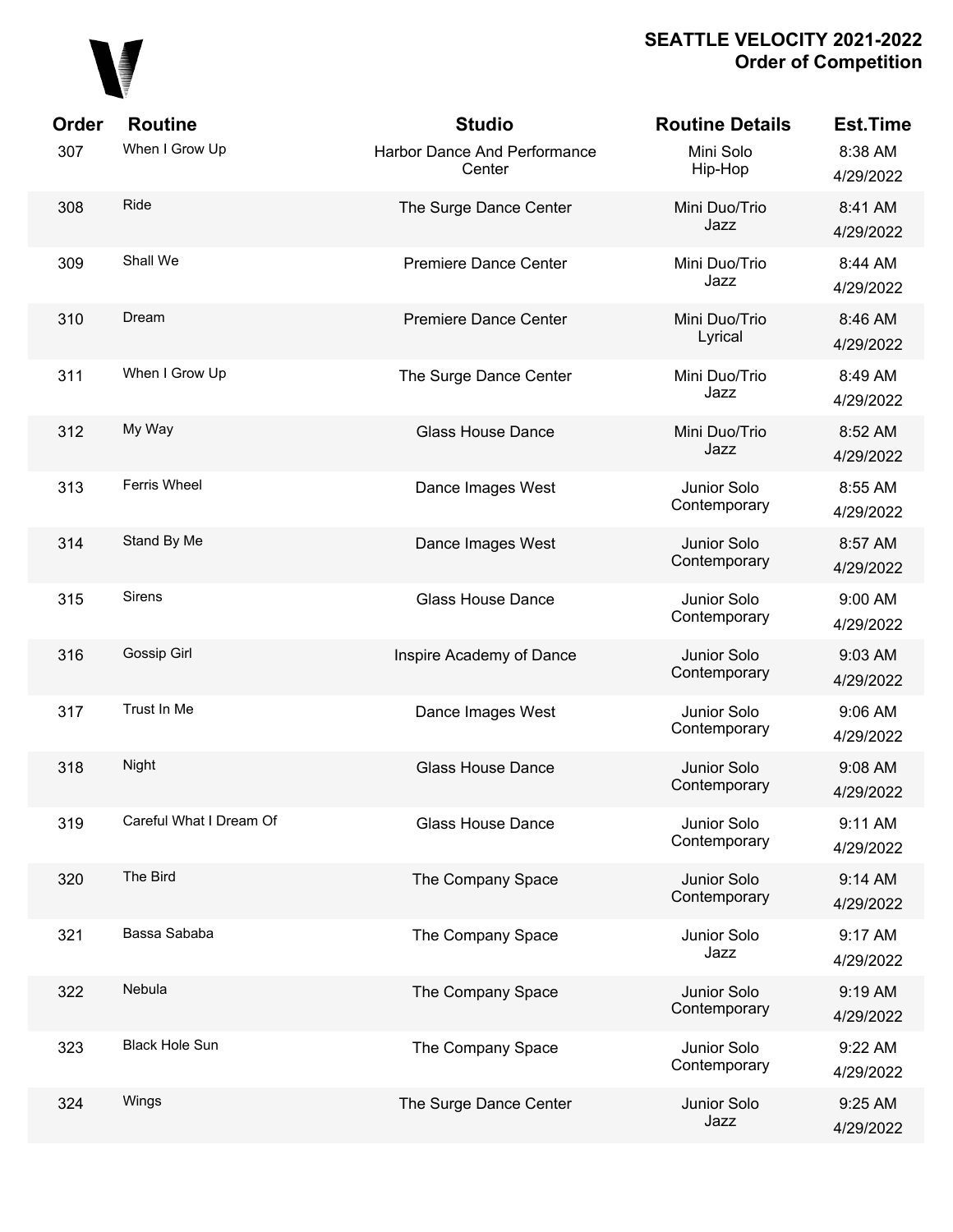**SEATTLE VELOCITY 2021-2022**
**Order of Competition**

| Order | Routine | Studio | Routine Details | Est.Time |
|---|---|---|---|---|
| 307 | When I Grow Up | Harbor Dance And Performance Center | Mini Solo Hip-Hop | 8:38 AM 4/29/2022 |
| 308 | Ride | The Surge Dance Center | Mini Duo/Trio Jazz | 8:41 AM 4/29/2022 |
| 309 | Shall We | Premiere Dance Center | Mini Duo/Trio Jazz | 8:44 AM 4/29/2022 |
| 310 | Dream | Premiere Dance Center | Mini Duo/Trio Lyrical | 8:46 AM 4/29/2022 |
| 311 | When I Grow Up | The Surge Dance Center | Mini Duo/Trio Jazz | 8:49 AM 4/29/2022 |
| 312 | My Way | Glass House Dance | Mini Duo/Trio Jazz | 8:52 AM 4/29/2022 |
| 313 | Ferris Wheel | Dance Images West | Junior Solo Contemporary | 8:55 AM 4/29/2022 |
| 314 | Stand By Me | Dance Images West | Junior Solo Contemporary | 8:57 AM 4/29/2022 |
| 315 | Sirens | Glass House Dance | Junior Solo Contemporary | 9:00 AM 4/29/2022 |
| 316 | Gossip Girl | Inspire Academy of Dance | Junior Solo Contemporary | 9:03 AM 4/29/2022 |
| 317 | Trust In Me | Dance Images West | Junior Solo Contemporary | 9:06 AM 4/29/2022 |
| 318 | Night | Glass House Dance | Junior Solo Contemporary | 9:08 AM 4/29/2022 |
| 319 | Careful What I Dream Of | Glass House Dance | Junior Solo Contemporary | 9:11 AM 4/29/2022 |
| 320 | The Bird | The Company Space | Junior Solo Contemporary | 9:14 AM 4/29/2022 |
| 321 | Bassa Sababa | The Company Space | Junior Solo Jazz | 9:17 AM 4/29/2022 |
| 322 | Nebula | The Company Space | Junior Solo Contemporary | 9:19 AM 4/29/2022 |
| 323 | Black Hole Sun | The Company Space | Junior Solo Contemporary | 9:22 AM 4/29/2022 |
| 324 | Wings | The Surge Dance Center | Junior Solo Jazz | 9:25 AM 4/29/2022 |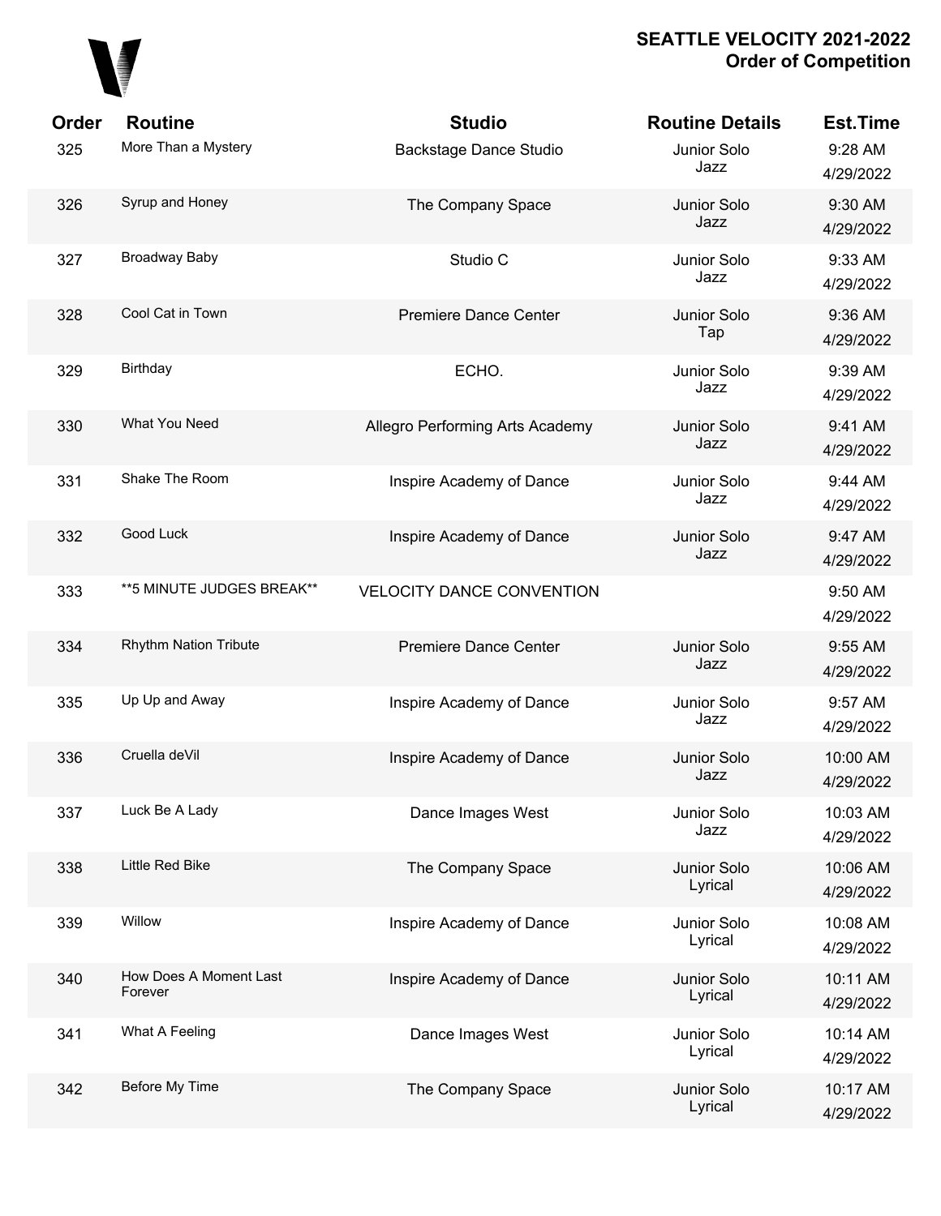# SEATTLE VELOCITY 2021-2022
## Order of Competition

| Order | Routine | Studio | Routine Details | Est.Time |
|---|---|---|---|---|
| 325 | More Than a Mystery | Backstage Dance Studio | Junior Solo Jazz | 9:28 AM 4/29/2022 |
| 326 | Syrup and Honey | The Company Space | Junior Solo Jazz | 9:30 AM 4/29/2022 |
| 327 | Broadway Baby | Studio C | Junior Solo Jazz | 9:33 AM 4/29/2022 |
| 328 | Cool Cat in Town | Premiere Dance Center | Junior Solo Tap | 9:36 AM 4/29/2022 |
| 329 | Birthday | ECHO. | Junior Solo Jazz | 9:39 AM 4/29/2022 |
| 330 | What You Need | Allegro Performing Arts Academy | Junior Solo Jazz | 9:41 AM 4/29/2022 |
| 331 | Shake The Room | Inspire Academy of Dance | Junior Solo Jazz | 9:44 AM 4/29/2022 |
| 332 | Good Luck | Inspire Academy of Dance | Junior Solo Jazz | 9:47 AM 4/29/2022 |
| 333 | **5 MINUTE JUDGES BREAK** | VELOCITY DANCE CONVENTION | | 9:50 AM 4/29/2022 |
| 334 | Rhythm Nation Tribute | Premiere Dance Center | Junior Solo Jazz | 9:55 AM 4/29/2022 |
| 335 | Up Up and Away | Inspire Academy of Dance | Junior Solo Jazz | 9:57 AM 4/29/2022 |
| 336 | Cruella deVil | Inspire Academy of Dance | Junior Solo Jazz | 10:00 AM 4/29/2022 |
| 337 | Luck Be A Lady | Dance Images West | Junior Solo Jazz | 10:03 AM 4/29/2022 |
| 338 | Little Red Bike | The Company Space | Junior Solo Lyrical | 10:06 AM 4/29/2022 |
| 339 | Willow | Inspire Academy of Dance | Junior Solo Lyrical | 10:08 AM 4/29/2022 |
| 340 | How Does A Moment Last Forever | Inspire Academy of Dance | Junior Solo Lyrical | 10:11 AM 4/29/2022 |
| 341 | What A Feeling | Dance Images West | Junior Solo Lyrical | 10:14 AM 4/29/2022 |
| 342 | Before My Time | The Company Space | Junior Solo Lyrical | 10:17 AM 4/29/2022 |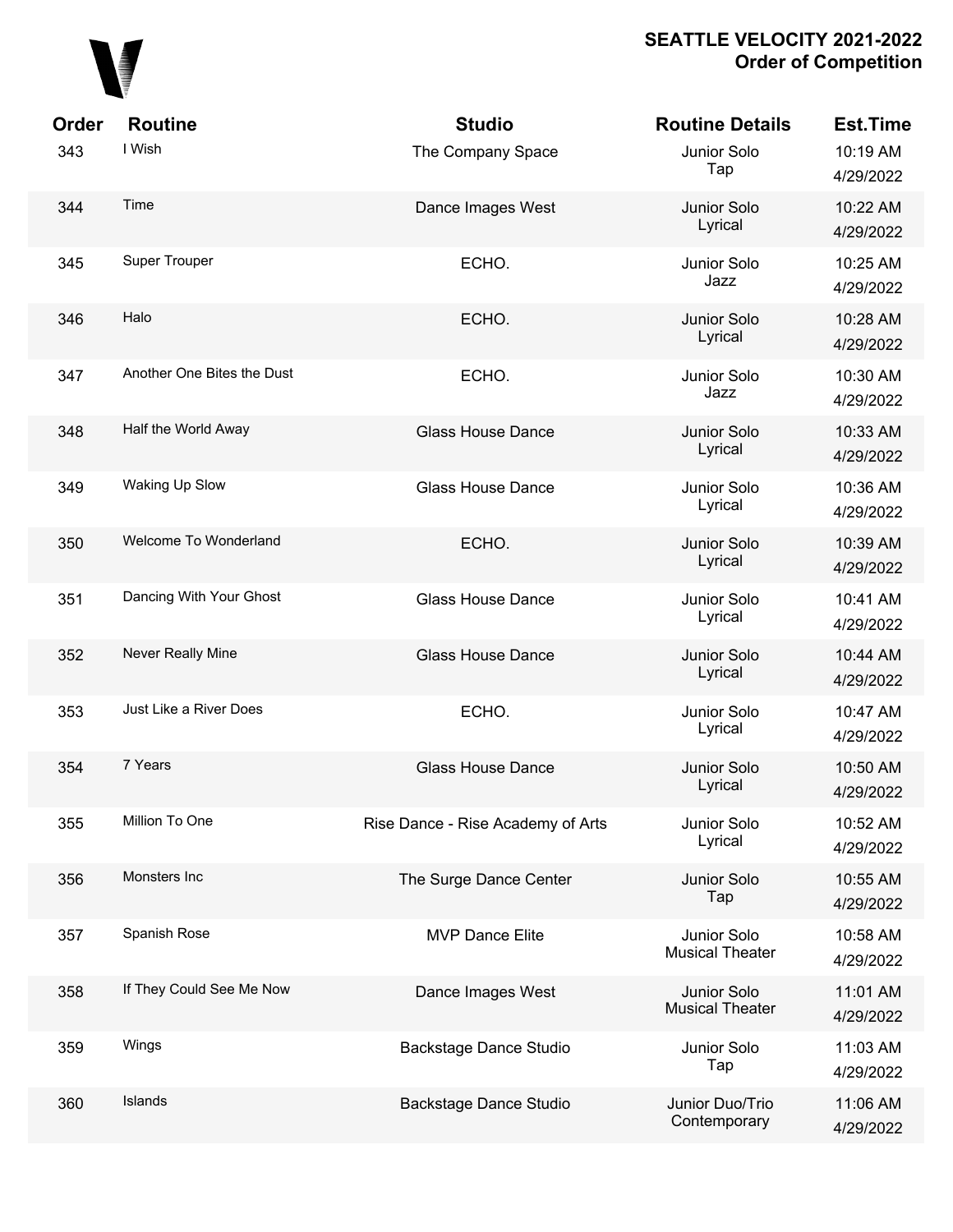# SEATTLE VELOCITY 2021-2022
## Order of Competition

| Order | Routine | Studio | Routine Details | Est.Time |
|---|---|---|---|---|
| 343 | I Wish | The Company Space | Junior Solo Tap | 10:19 AM 4/29/2022 |
| 344 | Time | Dance Images West | Junior Solo Lyrical | 10:22 AM 4/29/2022 |
| 345 | Super Trouper | ECHO. | Junior Solo Jazz | 10:25 AM 4/29/2022 |
| 346 | Halo | ECHO. | Junior Solo Lyrical | 10:28 AM 4/29/2022 |
| 347 | Another One Bites the Dust | ECHO. | Junior Solo Jazz | 10:30 AM 4/29/2022 |
| 348 | Half the World Away | Glass House Dance | Junior Solo Lyrical | 10:33 AM 4/29/2022 |
| 349 | Waking Up Slow | Glass House Dance | Junior Solo Lyrical | 10:36 AM 4/29/2022 |
| 350 | Welcome To Wonderland | ECHO. | Junior Solo Lyrical | 10:39 AM 4/29/2022 |
| 351 | Dancing With Your Ghost | Glass House Dance | Junior Solo Lyrical | 10:41 AM 4/29/2022 |
| 352 | Never Really Mine | Glass House Dance | Junior Solo Lyrical | 10:44 AM 4/29/2022 |
| 353 | Just Like a River Does | ECHO. | Junior Solo Lyrical | 10:47 AM 4/29/2022 |
| 354 | 7 Years | Glass House Dance | Junior Solo Lyrical | 10:50 AM 4/29/2022 |
| 355 | Million To One | Rise Dance - Rise Academy of Arts | Junior Solo Lyrical | 10:52 AM 4/29/2022 |
| 356 | Monsters Inc | The Surge Dance Center | Junior Solo Tap | 10:55 AM 4/29/2022 |
| 357 | Spanish Rose | MVP Dance Elite | Junior Solo Musical Theater | 10:58 AM 4/29/2022 |
| 358 | If They Could See Me Now | Dance Images West | Junior Solo Musical Theater | 11:01 AM 4/29/2022 |
| 359 | Wings | Backstage Dance Studio | Junior Solo Tap | 11:03 AM 4/29/2022 |
| 360 | Islands | Backstage Dance Studio | Junior Duo/Trio Contemporary | 11:06 AM 4/29/2022 |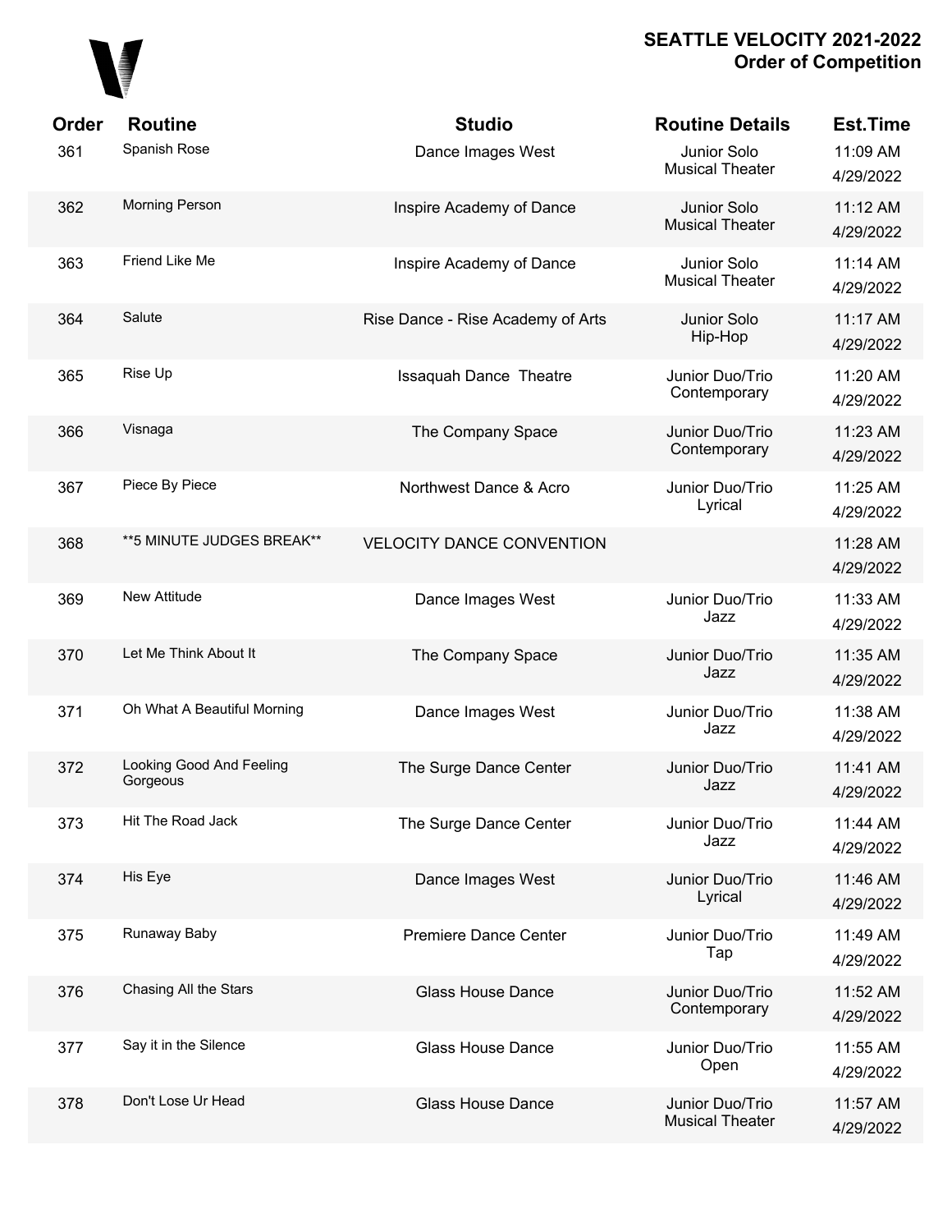## SEATTLE VELOCITY 2021-2022
## Order of Competition

| Order | Routine | Studio | Routine Details | Est.Time |
|---|---|---|---|---|
| 361 | Spanish Rose | Dance Images West | Junior Solo Musical Theater | 11:09 AM 4/29/2022 |
| 362 | Morning Person | Inspire Academy of Dance | Junior Solo Musical Theater | 11:12 AM 4/29/2022 |
| 363 | Friend Like Me | Inspire Academy of Dance | Junior Solo Musical Theater | 11:14 AM 4/29/2022 |
| 364 | Salute | Rise Dance - Rise Academy of Arts | Junior Solo Hip-Hop | 11:17 AM 4/29/2022 |
| 365 | Rise Up | Issaquah Dance Theatre | Junior Duo/Trio Contemporary | 11:20 AM 4/29/2022 |
| 366 | Visnaga | The Company Space | Junior Duo/Trio Contemporary | 11:23 AM 4/29/2022 |
| 367 | Piece By Piece | Northwest Dance & Acro | Junior Duo/Trio Lyrical | 11:25 AM 4/29/2022 |
| 368 | **5 MINUTE JUDGES BREAK** | VELOCITY DANCE CONVENTION | | 11:28 AM 4/29/2022 |
| 369 | New Attitude | Dance Images West | Junior Duo/Trio Jazz | 11:33 AM 4/29/2022 |
| 370 | Let Me Think About It | The Company Space | Junior Duo/Trio Jazz | 11:35 AM 4/29/2022 |
| 371 | Oh What A Beautiful Morning | Dance Images West | Junior Duo/Trio Jazz | 11:38 AM 4/29/2022 |
| 372 | Looking Good And Feeling Gorgeous | The Surge Dance Center | Junior Duo/Trio Jazz | 11:41 AM 4/29/2022 |
| 373 | Hit The Road Jack | The Surge Dance Center | Junior Duo/Trio Jazz | 11:44 AM 4/29/2022 |
| 374 | His Eye | Dance Images West | Junior Duo/Trio Lyrical | 11:46 AM 4/29/2022 |
| 375 | Runaway Baby | Premiere Dance Center | Junior Duo/Trio Tap | 11:49 AM 4/29/2022 |
| 376 | Chasing All the Stars | Glass House Dance | Junior Duo/Trio Contemporary | 11:52 AM 4/29/2022 |
| 377 | Say it in the Silence | Glass House Dance | Junior Duo/Trio Open | 11:55 AM 4/29/2022 |
| 378 | Don't Lose Ur Head | Glass House Dance | Junior Duo/Trio Musical Theater | 11:57 AM 4/29/2022 |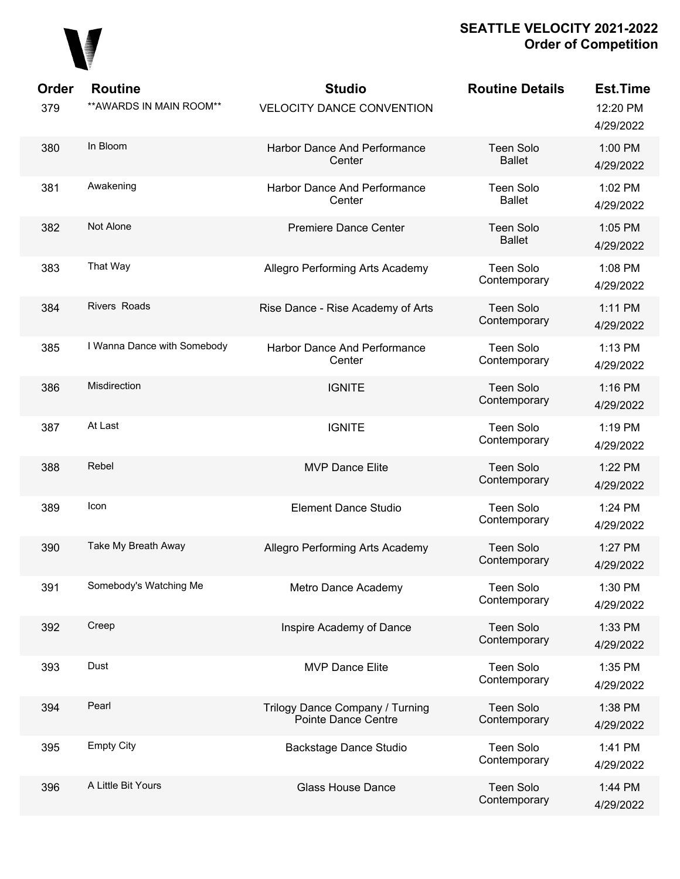# SEATTLE VELOCITY 2021-2022
## Order of Competition

| Order | Routine | Studio | Routine Details | Est.Time |
|---|---|---|---|---|
| 379 | **AWARDS IN MAIN ROOM** | VELOCITY DANCE CONVENTION | | 12:20 PM 4/29/2022 |
| 380 | In Bloom | Harbor Dance And Performance Center | Teen Solo Ballet | 1:00 PM 4/29/2022 |
| 381 | Awakening | Harbor Dance And Performance Center | Teen Solo Ballet | 1:02 PM 4/29/2022 |
| 382 | Not Alone | Premiere Dance Center | Teen Solo Ballet | 1:05 PM 4/29/2022 |
| 383 | That Way | Allegro Performing Arts Academy | Teen Solo Contemporary | 1:08 PM 4/29/2022 |
| 384 | Rivers  Roads | Rise Dance - Rise Academy of Arts | Teen Solo Contemporary | 1:11 PM 4/29/2022 |
| 385 | I Wanna Dance with Somebody | Harbor Dance And Performance Center | Teen Solo Contemporary | 1:13 PM 4/29/2022 |
| 386 | Misdirection | IGNITE | Teen Solo Contemporary | 1:16 PM 4/29/2022 |
| 387 | At Last | IGNITE | Teen Solo Contemporary | 1:19 PM 4/29/2022 |
| 388 | Rebel | MVP Dance Elite | Teen Solo Contemporary | 1:22 PM 4/29/2022 |
| 389 | Icon | Element Dance Studio | Teen Solo Contemporary | 1:24 PM 4/29/2022 |
| 390 | Take My Breath Away | Allegro Performing Arts Academy | Teen Solo Contemporary | 1:27 PM 4/29/2022 |
| 391 | Somebody's Watching Me | Metro Dance Academy | Teen Solo Contemporary | 1:30 PM 4/29/2022 |
| 392 | Creep | Inspire Academy of Dance | Teen Solo Contemporary | 1:33 PM 4/29/2022 |
| 393 | Dust | MVP Dance Elite | Teen Solo Contemporary | 1:35 PM 4/29/2022 |
| 394 | Pearl | Trilogy Dance Company / Turning Pointe Dance Centre | Teen Solo Contemporary | 1:38 PM 4/29/2022 |
| 395 | Empty City | Backstage Dance Studio | Teen Solo Contemporary | 1:41 PM 4/29/2022 |
| 396 | A Little Bit Yours | Glass House Dance | Teen Solo Contemporary | 1:44 PM 4/29/2022 |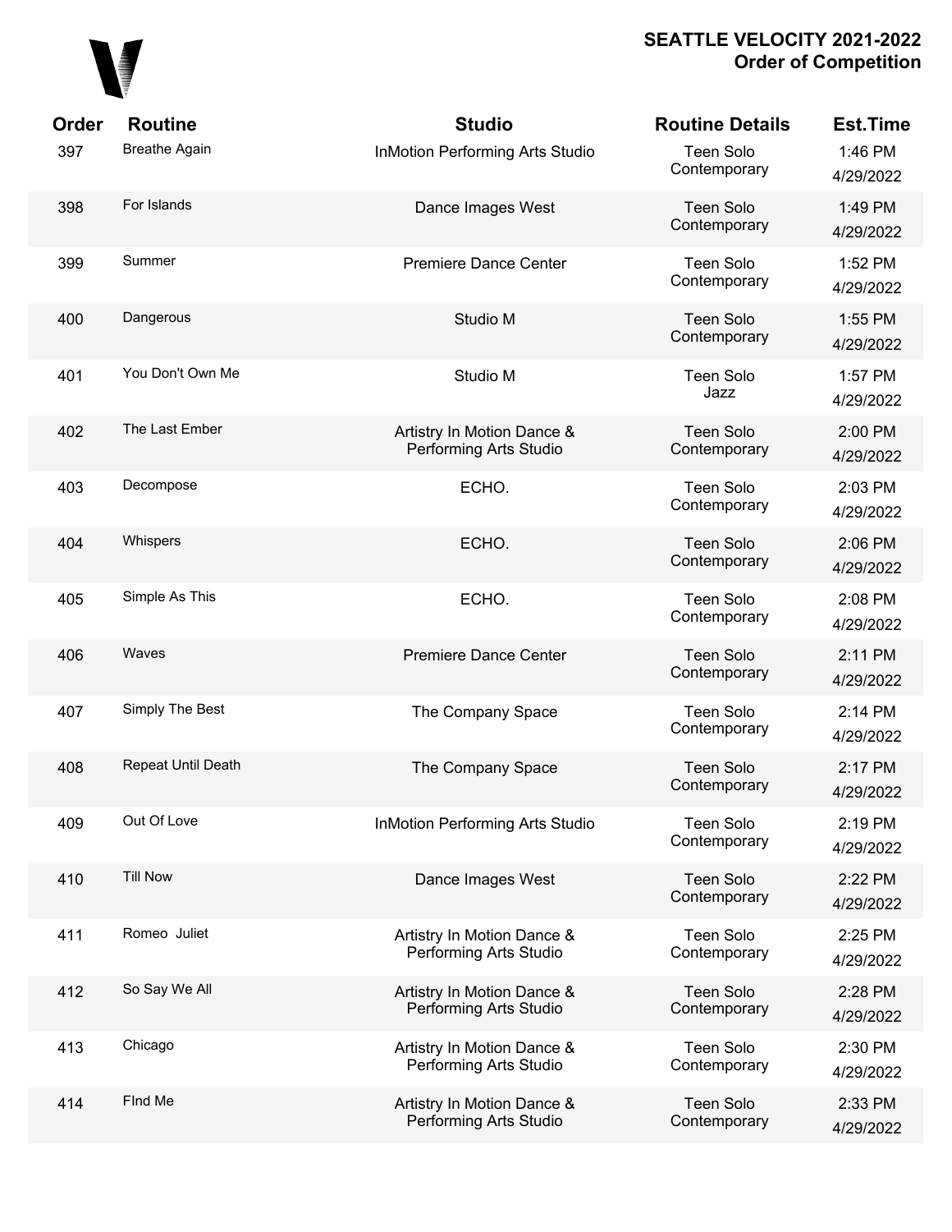# SEATTLE VELOCITY 2021-2022
## Order of Competition

| Order | Routine | Studio | Routine Details | Est.Time |
|---|---|---|---|---|
| 397 | Breathe Again | InMotion Performing Arts Studio | Teen Solo Contemporary | 1:46 PM 4/29/2022 |
| 398 | For Islands | Dance Images West | Teen Solo Contemporary | 1:49 PM 4/29/2022 |
| 399 | Summer | Premiere Dance Center | Teen Solo Contemporary | 1:52 PM 4/29/2022 |
| 400 | Dangerous | Studio M | Teen Solo Contemporary | 1:55 PM 4/29/2022 |
| 401 | You Don't Own Me | Studio M | Teen Solo Jazz | 1:57 PM 4/29/2022 |
| 402 | The Last Ember | Artistry In Motion Dance & Performing Arts Studio | Teen Solo Contemporary | 2:00 PM 4/29/2022 |
| 403 | Decompose | ECHO. | Teen Solo Contemporary | 2:03 PM 4/29/2022 |
| 404 | Whispers | ECHO. | Teen Solo Contemporary | 2:06 PM 4/29/2022 |
| 405 | Simple As This | ECHO. | Teen Solo Contemporary | 2:08 PM 4/29/2022 |
| 406 | Waves | Premiere Dance Center | Teen Solo Contemporary | 2:11 PM 4/29/2022 |
| 407 | Simply The Best | The Company Space | Teen Solo Contemporary | 2:14 PM 4/29/2022 |
| 408 | Repeat Until Death | The Company Space | Teen Solo Contemporary | 2:17 PM 4/29/2022 |
| 409 | Out Of Love | InMotion Performing Arts Studio | Teen Solo Contemporary | 2:19 PM 4/29/2022 |
| 410 | Till Now | Dance Images West | Teen Solo Contemporary | 2:22 PM 4/29/2022 |
| 411 | Romeo Juliet | Artistry In Motion Dance & Performing Arts Studio | Teen Solo Contemporary | 2:25 PM 4/29/2022 |
| 412 | So Say We All | Artistry In Motion Dance & Performing Arts Studio | Teen Solo Contemporary | 2:28 PM 4/29/2022 |
| 413 | Chicago | Artistry In Motion Dance & Performing Arts Studio | Teen Solo Contemporary | 2:30 PM 4/29/2022 |
| 414 | FInd Me | Artistry In Motion Dance & Performing Arts Studio | Teen Solo Contemporary | 2:33 PM 4/29/2022 |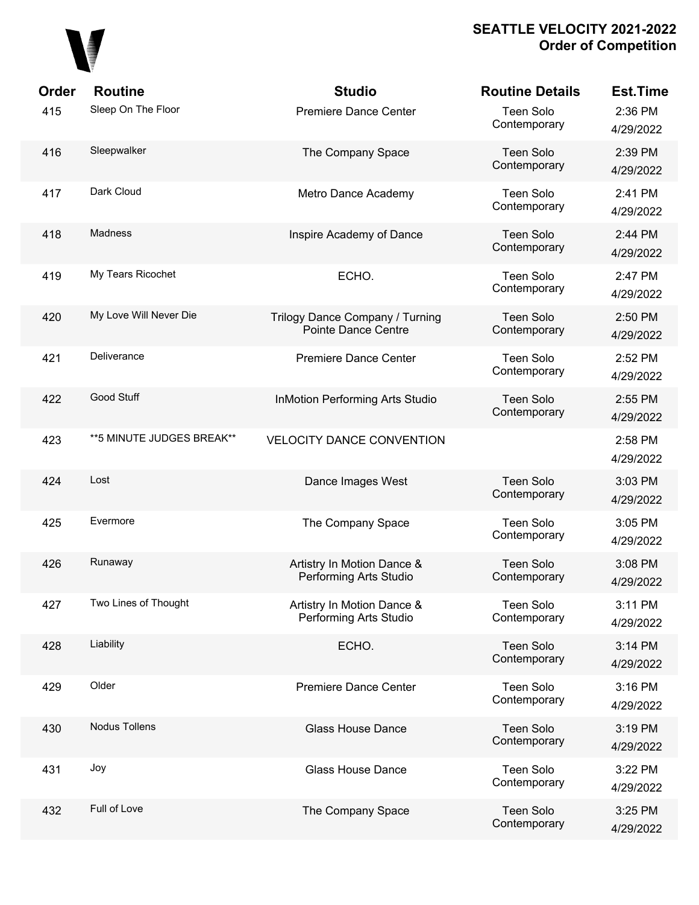# SEATTLE VELOCITY 2021-2022
## Order of Competition

| Order | Routine | Studio | Routine Details | Est.Time |
|---|---|---|---|---|
| 415 | Sleep On The Floor | Premiere Dance Center | Teen Solo Contemporary | 2:36 PM 4/29/2022 |
| 416 | Sleepwalker | The Company Space | Teen Solo Contemporary | 2:39 PM 4/29/2022 |
| 417 | Dark Cloud | Metro Dance Academy | Teen Solo Contemporary | 2:41 PM 4/29/2022 |
| 418 | Madness | Inspire Academy of Dance | Teen Solo Contemporary | 2:44 PM 4/29/2022 |
| 419 | My Tears Ricochet | ECHO. | Teen Solo Contemporary | 2:47 PM 4/29/2022 |
| 420 | My Love Will Never Die | Trilogy Dance Company / Turning Pointe Dance Centre | Teen Solo Contemporary | 2:50 PM 4/29/2022 |
| 421 | Deliverance | Premiere Dance Center | Teen Solo Contemporary | 2:52 PM 4/29/2022 |
| 422 | Good Stuff | InMotion Performing Arts Studio | Teen Solo Contemporary | 2:55 PM 4/29/2022 |
| 423 | **5 MINUTE JUDGES BREAK** | VELOCITY DANCE CONVENTION | | 2:58 PM 4/29/2022 |
| 424 | Lost | Dance Images West | Teen Solo Contemporary | 3:03 PM 4/29/2022 |
| 425 | Evermore | The Company Space | Teen Solo Contemporary | 3:05 PM 4/29/2022 |
| 426 | Runaway | Artistry In Motion Dance & Performing Arts Studio | Teen Solo Contemporary | 3:08 PM 4/29/2022 |
| 427 | Two Lines of Thought | Artistry In Motion Dance & Performing Arts Studio | Teen Solo Contemporary | 3:11 PM 4/29/2022 |
| 428 | Liability | ECHO. | Teen Solo Contemporary | 3:14 PM 4/29/2022 |
| 429 | Older | Premiere Dance Center | Teen Solo Contemporary | 3:16 PM 4/29/2022 |
| 430 | Nodus Tollens | Glass House Dance | Teen Solo Contemporary | 3:19 PM 4/29/2022 |
| 431 | Joy | Glass House Dance | Teen Solo Contemporary | 3:22 PM 4/29/2022 |
| 432 | Full of Love | The Company Space | Teen Solo Contemporary | 3:25 PM 4/29/2022 |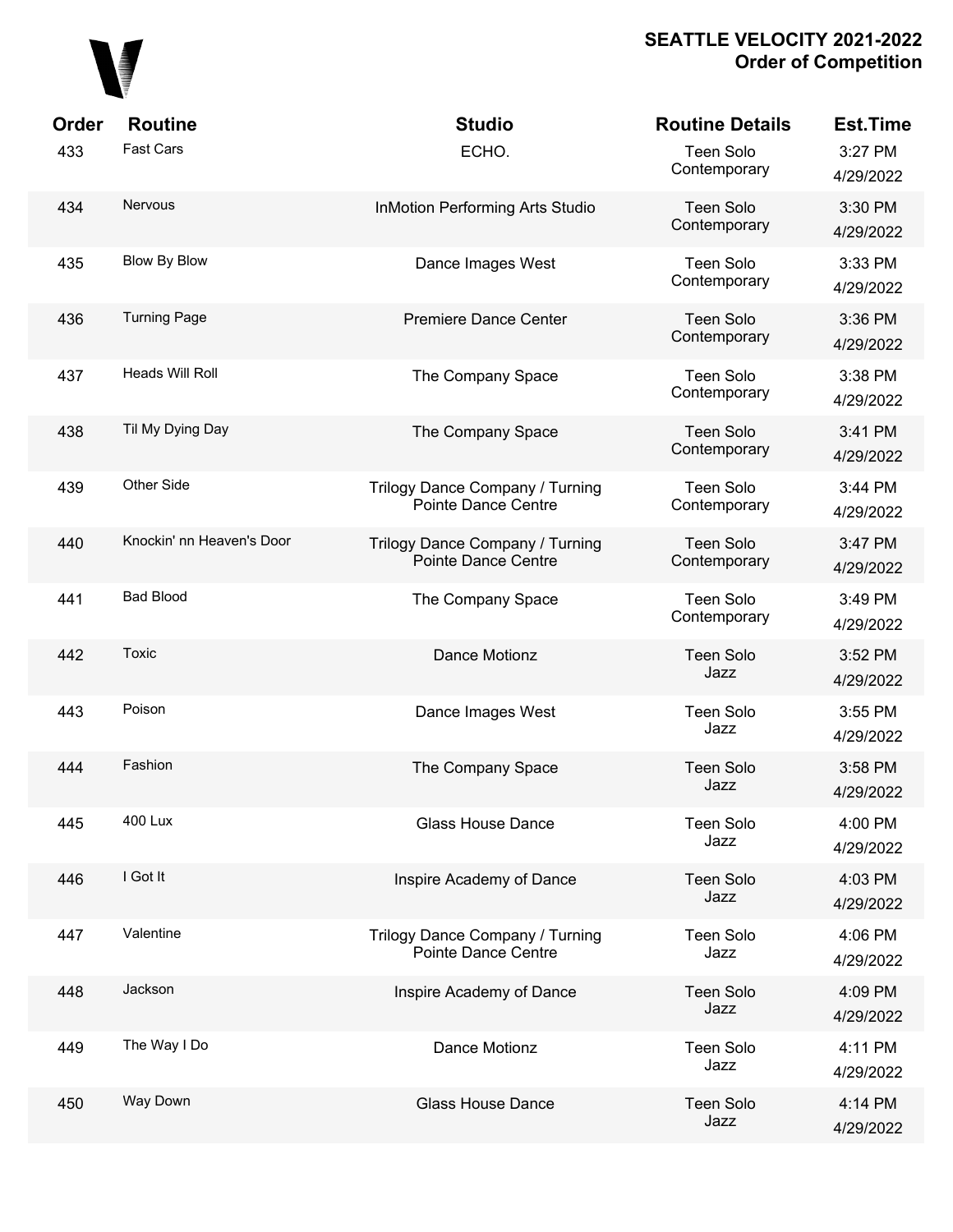## SEATTLE VELOCITY 2021-2022
## Order of Competition

| Order | Routine | Studio | Routine Details | Est.Time |
|---|---|---|---|---|
| 433 | Fast Cars | ECHO. | Teen Solo Contemporary | 3:27 PM 4/29/2022 |
| 434 | Nervous | InMotion Performing Arts Studio | Teen Solo Contemporary | 3:30 PM 4/29/2022 |
| 435 | Blow By Blow | Dance Images West | Teen Solo Contemporary | 3:33 PM 4/29/2022 |
| 436 | Turning Page | Premiere Dance Center | Teen Solo Contemporary | 3:36 PM 4/29/2022 |
| 437 | Heads Will Roll | The Company Space | Teen Solo Contemporary | 3:38 PM 4/29/2022 |
| 438 | Til My Dying Day | The Company Space | Teen Solo Contemporary | 3:41 PM 4/29/2022 |
| 439 | Other Side | Trilogy Dance Company / Turning Pointe Dance Centre | Teen Solo Contemporary | 3:44 PM 4/29/2022 |
| 440 | Knockin' nn Heaven's Door | Trilogy Dance Company / Turning Pointe Dance Centre | Teen Solo Contemporary | 3:47 PM 4/29/2022 |
| 441 | Bad Blood | The Company Space | Teen Solo Contemporary | 3:49 PM 4/29/2022 |
| 442 | Toxic | Dance Motionz | Teen Solo Jazz | 3:52 PM 4/29/2022 |
| 443 | Poison | Dance Images West | Teen Solo Jazz | 3:55 PM 4/29/2022 |
| 444 | Fashion | The Company Space | Teen Solo Jazz | 3:58 PM 4/29/2022 |
| 445 | 400 Lux | Glass House Dance | Teen Solo Jazz | 4:00 PM 4/29/2022 |
| 446 | I Got It | Inspire Academy of Dance | Teen Solo Jazz | 4:03 PM 4/29/2022 |
| 447 | Valentine | Trilogy Dance Company / Turning Pointe Dance Centre | Teen Solo Jazz | 4:06 PM 4/29/2022 |
| 448 | Jackson | Inspire Academy of Dance | Teen Solo Jazz | 4:09 PM 4/29/2022 |
| 449 | The Way I Do | Dance Motionz | Teen Solo Jazz | 4:11 PM 4/29/2022 |
| 450 | Way Down | Glass House Dance | Teen Solo Jazz | 4:14 PM 4/29/2022 |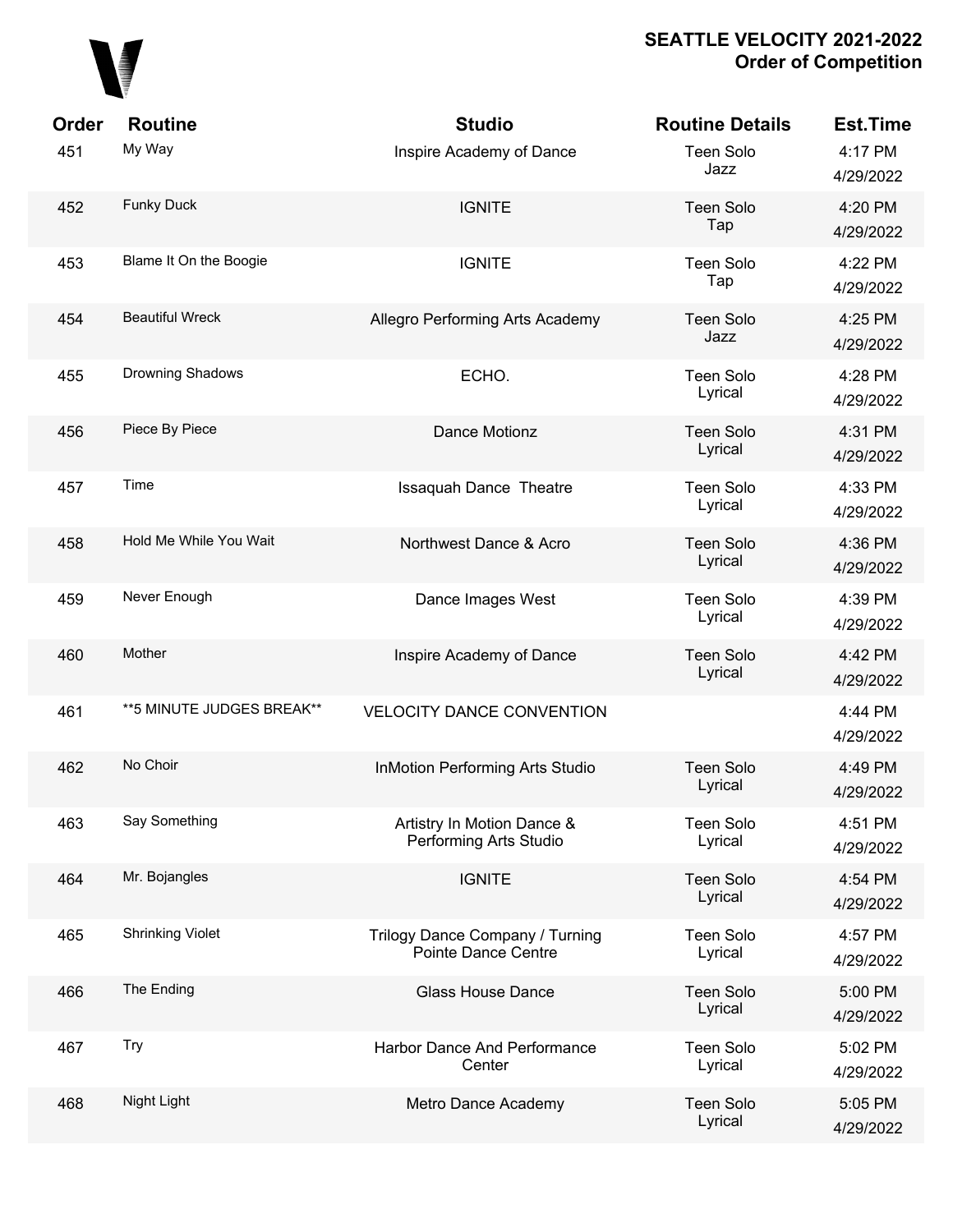# SEATTLE VELOCITY 2021-2022
## Order of Competition

| Order | Routine | Studio | Routine Details | Est.Time |
|---|---|---|---|---|
| 451 | My Way | Inspire Academy of Dance | Teen Solo Jazz | 4:17 PM 4/29/2022 |
| 452 | Funky Duck | IGNITE | Teen Solo Tap | 4:20 PM 4/29/2022 |
| 453 | Blame It On the Boogie | IGNITE | Teen Solo Tap | 4:22 PM 4/29/2022 |
| 454 | Beautiful Wreck | Allegro Performing Arts Academy | Teen Solo Jazz | 4:25 PM 4/29/2022 |
| 455 | Drowning Shadows | ECHO. | Teen Solo Lyrical | 4:28 PM 4/29/2022 |
| 456 | Piece By Piece | Dance Motionz | Teen Solo Lyrical | 4:31 PM 4/29/2022 |
| 457 | Time | Issaquah Dance Theatre | Teen Solo Lyrical | 4:33 PM 4/29/2022 |
| 458 | Hold Me While You Wait | Northwest Dance & Acro | Teen Solo Lyrical | 4:36 PM 4/29/2022 |
| 459 | Never Enough | Dance Images West | Teen Solo Lyrical | 4:39 PM 4/29/2022 |
| 460 | Mother | Inspire Academy of Dance | Teen Solo Lyrical | 4:42 PM 4/29/2022 |
| 461 | **5 MINUTE JUDGES BREAK** | VELOCITY DANCE CONVENTION | | 4:44 PM 4/29/2022 |
| 462 | No Choir | InMotion Performing Arts Studio | Teen Solo Lyrical | 4:49 PM 4/29/2022 |
| 463 | Say Something | Artistry In Motion Dance & Performing Arts Studio | Teen Solo Lyrical | 4:51 PM 4/29/2022 |
| 464 | Mr. Bojangles | IGNITE | Teen Solo Lyrical | 4:54 PM 4/29/2022 |
| 465 | Shrinking Violet | Trilogy Dance Company / Turning Pointe Dance Centre | Teen Solo Lyrical | 4:57 PM 4/29/2022 |
| 466 | The Ending | Glass House Dance | Teen Solo Lyrical | 5:00 PM 4/29/2022 |
| 467 | Try | Harbor Dance And Performance Center | Teen Solo Lyrical | 5:02 PM 4/29/2022 |
| 468 | Night Light | Metro Dance Academy | Teen Solo Lyrical | 5:05 PM 4/29/2022 |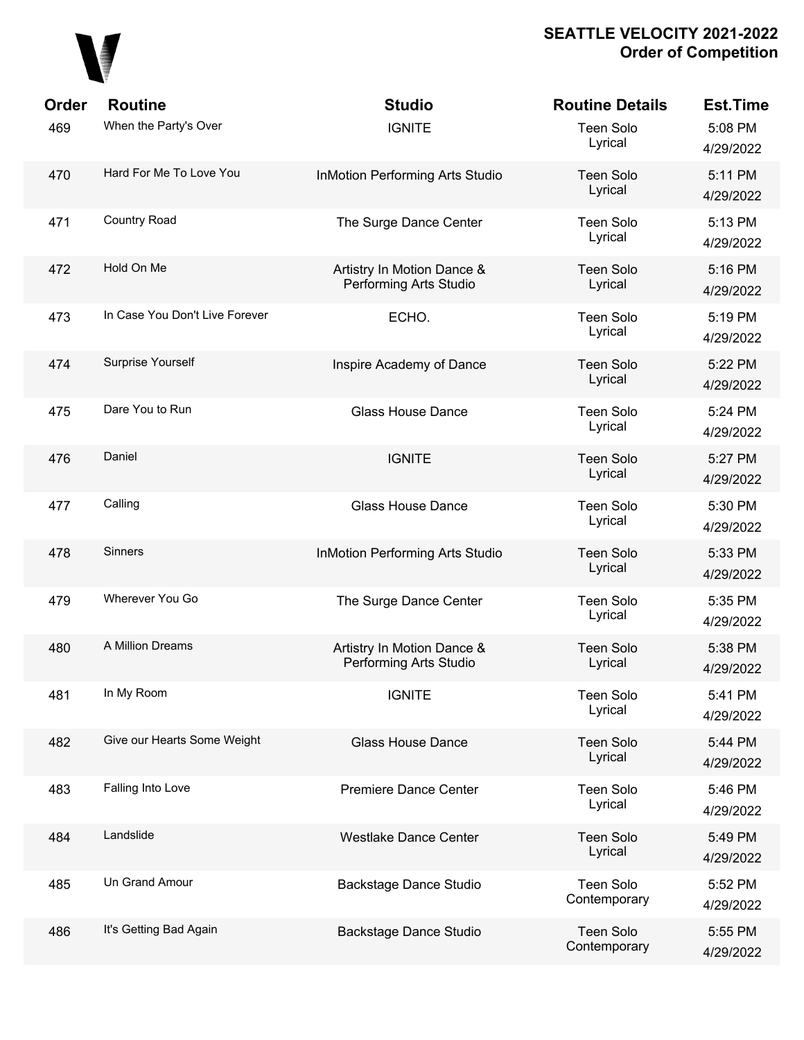**SEATTLE VELOCITY 2021-2022**
**Order of Competition**

| Order | Routine | Studio | Routine Details | Est.Time |
|---|---|---|---|---|
| 469 | When the Party's Over | IGNITE | Teen Solo Lyrical | 5:08 PM 4/29/2022 |
| 470 | Hard For Me To Love You | InMotion Performing Arts Studio | Teen Solo Lyrical | 5:11 PM 4/29/2022 |
| 471 | Country Road | The Surge Dance Center | Teen Solo Lyrical | 5:13 PM 4/29/2022 |
| 472 | Hold On Me | Artistry In Motion Dance & Performing Arts Studio | Teen Solo Lyrical | 5:16 PM 4/29/2022 |
| 473 | In Case You Don't Live Forever | ECHO. | Teen Solo Lyrical | 5:19 PM 4/29/2022 |
| 474 | Surprise Yourself | Inspire Academy of Dance | Teen Solo Lyrical | 5:22 PM 4/29/2022 |
| 475 | Dare You to Run | Glass House Dance | Teen Solo Lyrical | 5:24 PM 4/29/2022 |
| 476 | Daniel | IGNITE | Teen Solo Lyrical | 5:27 PM 4/29/2022 |
| 477 | Calling | Glass House Dance | Teen Solo Lyrical | 5:30 PM 4/29/2022 |
| 478 | Sinners | InMotion Performing Arts Studio | Teen Solo Lyrical | 5:33 PM 4/29/2022 |
| 479 | Wherever You Go | The Surge Dance Center | Teen Solo Lyrical | 5:35 PM 4/29/2022 |
| 480 | A Million Dreams | Artistry In Motion Dance & Performing Arts Studio | Teen Solo Lyrical | 5:38 PM 4/29/2022 |
| 481 | In My Room | IGNITE | Teen Solo Lyrical | 5:41 PM 4/29/2022 |
| 482 | Give our Hearts Some Weight | Glass House Dance | Teen Solo Lyrical | 5:44 PM 4/29/2022 |
| 483 | Falling Into Love | Premiere Dance Center | Teen Solo Lyrical | 5:46 PM 4/29/2022 |
| 484 | Landslide | Westlake Dance Center | Teen Solo Lyrical | 5:49 PM 4/29/2022 |
| 485 | Un Grand Amour | Backstage Dance Studio | Teen Solo Contemporary | 5:52 PM 4/29/2022 |
| 486 | It's Getting Bad Again | Backstage Dance Studio | Teen Solo Contemporary | 5:55 PM 4/29/2022 |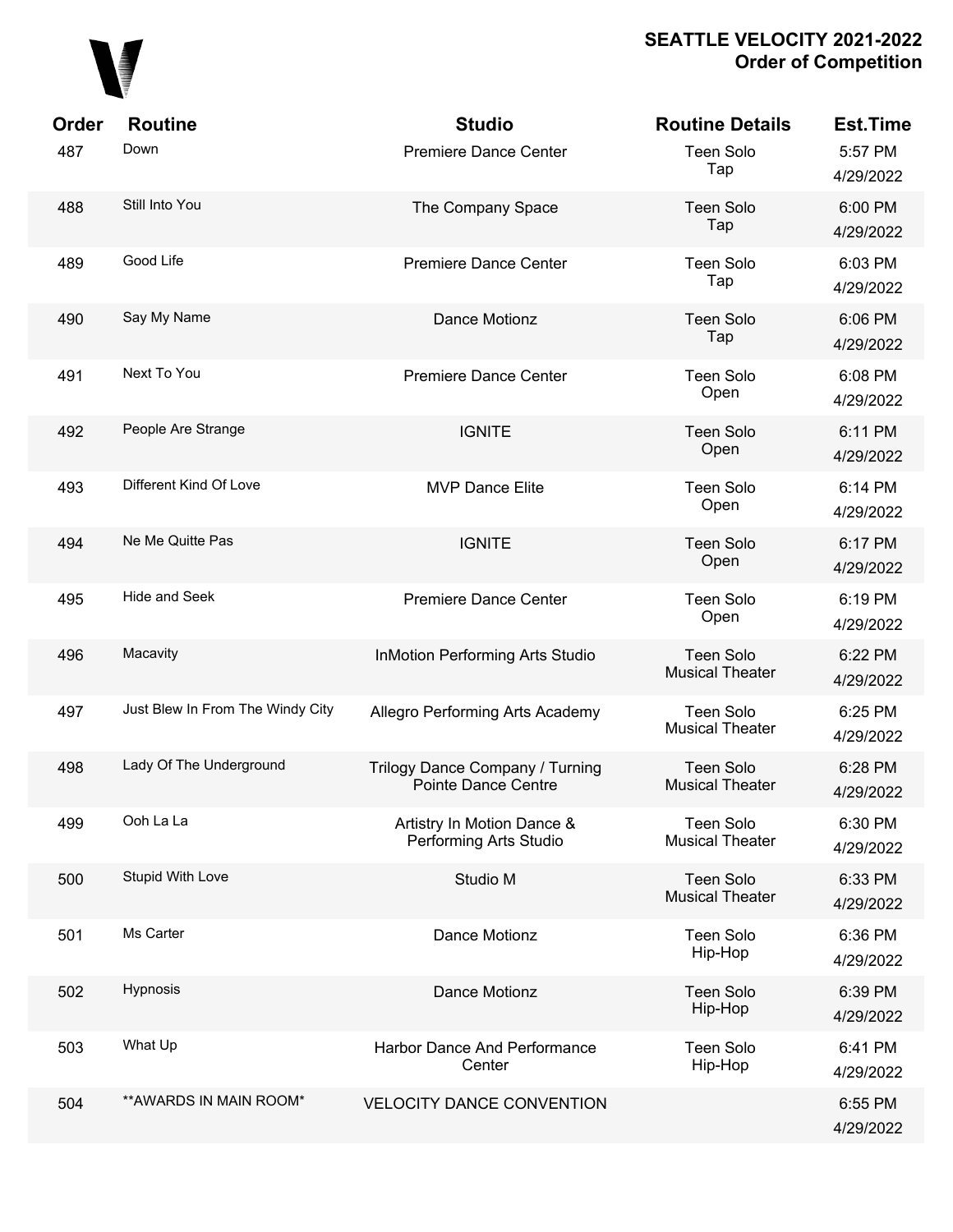# SEATTLE VELOCITY 2021-2022
## Order of Competition

| Order | Routine | Studio | Routine Details | Est.Time |
|---|---|---|---|---|
| 487 | Down | Premiere Dance Center | Teen Solo Tap | 5:57 PM 4/29/2022 |
| 488 | Still Into You | The Company Space | Teen Solo Tap | 6:00 PM 4/29/2022 |
| 489 | Good Life | Premiere Dance Center | Teen Solo Tap | 6:03 PM 4/29/2022 |
| 490 | Say My Name | Dance Motionz | Teen Solo Tap | 6:06 PM 4/29/2022 |
| 491 | Next To You | Premiere Dance Center | Teen Solo Open | 6:08 PM 4/29/2022 |
| 492 | People Are Strange | IGNITE | Teen Solo Open | 6:11 PM 4/29/2022 |
| 493 | Different Kind Of Love | MVP Dance Elite | Teen Solo Open | 6:14 PM 4/29/2022 |
| 494 | Ne Me Quitte Pas | IGNITE | Teen Solo Open | 6:17 PM 4/29/2022 |
| 495 | Hide and Seek | Premiere Dance Center | Teen Solo Open | 6:19 PM 4/29/2022 |
| 496 | Macavity | InMotion Performing Arts Studio | Teen Solo Musical Theater | 6:22 PM 4/29/2022 |
| 497 | Just Blew In From The Windy City | Allegro Performing Arts Academy | Teen Solo Musical Theater | 6:25 PM 4/29/2022 |
| 498 | Lady Of The Underground | Trilogy Dance Company / Turning Pointe Dance Centre | Teen Solo Musical Theater | 6:28 PM 4/29/2022 |
| 499 | Ooh La La | Artistry In Motion Dance & Performing Arts Studio | Teen Solo Musical Theater | 6:30 PM 4/29/2022 |
| 500 | Stupid With Love | Studio M | Teen Solo Musical Theater | 6:33 PM 4/29/2022 |
| 501 | Ms Carter | Dance Motionz | Teen Solo Hip-Hop | 6:36 PM 4/29/2022 |
| 502 | Hypnosis | Dance Motionz | Teen Solo Hip-Hop | 6:39 PM 4/29/2022 |
| 503 | What Up | Harbor Dance And Performance Center | Teen Solo Hip-Hop | 6:41 PM 4/29/2022 |
| 504 | **AWARDS IN MAIN ROOM* | VELOCITY DANCE CONVENTION | | 6:55 PM 4/29/2022 |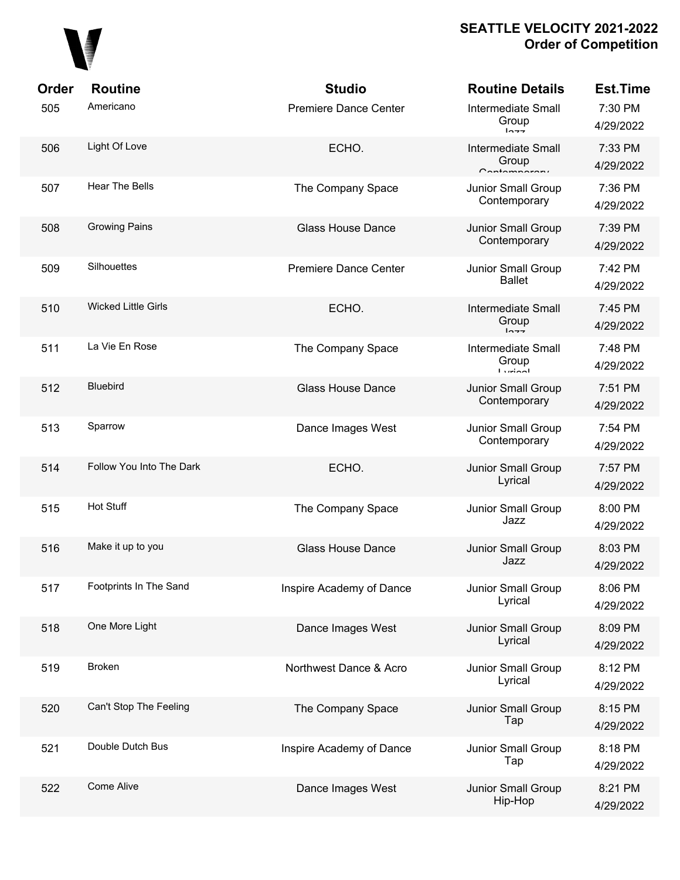| Order | Routine | Studio | Routine Details | Est.Time |
|---|---|---|---|---|
| 505 | Americano | Premiere Dance Center | Intermediate Small Group Jazz | 7:30 PM 4/29/2022 |
| 506 | Light Of Love | ECHO. | Intermediate Small Group Contemporary | 7:33 PM 4/29/2022 |
| 507 | Hear The Bells | The Company Space | Junior Small Group Contemporary | 7:36 PM 4/29/2022 |
| 508 | Growing Pains | Glass House Dance | Junior Small Group Contemporary | 7:39 PM 4/29/2022 |
| 509 | Silhouettes | Premiere Dance Center | Junior Small Group Ballet | 7:42 PM 4/29/2022 |
| 510 | Wicked Little Girls | ECHO. | Intermediate Small Group Jazz | 7:45 PM 4/29/2022 |
| 511 | La Vie En Rose | The Company Space | Intermediate Small Group Lyrical | 7:48 PM 4/29/2022 |
| 512 | Bluebird | Glass House Dance | Junior Small Group Contemporary | 7:51 PM 4/29/2022 |
| 513 | Sparrow | Dance Images West | Junior Small Group Contemporary | 7:54 PM 4/29/2022 |
| 514 | Follow You Into The Dark | ECHO. | Junior Small Group Lyrical | 7:57 PM 4/29/2022 |
| 515 | Hot Stuff | The Company Space | Junior Small Group Jazz | 8:00 PM 4/29/2022 |
| 516 | Make it up to you | Glass House Dance | Junior Small Group Jazz | 8:03 PM 4/29/2022 |
| 517 | Footprints In The Sand | Inspire Academy of Dance | Junior Small Group Lyrical | 8:06 PM 4/29/2022 |
| 518 | One More Light | Dance Images West | Junior Small Group Lyrical | 8:09 PM 4/29/2022 |
| 519 | Broken | Northwest Dance & Acro | Junior Small Group Lyrical | 8:12 PM 4/29/2022 |
| 520 | Can't Stop The Feeling | The Company Space | Junior Small Group Tap | 8:15 PM 4/29/2022 |
| 521 | Double Dutch Bus | Inspire Academy of Dance | Junior Small Group Tap | 8:18 PM 4/29/2022 |
| 522 | Come Alive | Dance Images West | Junior Small Group Hip-Hop | 8:21 PM 4/29/2022 |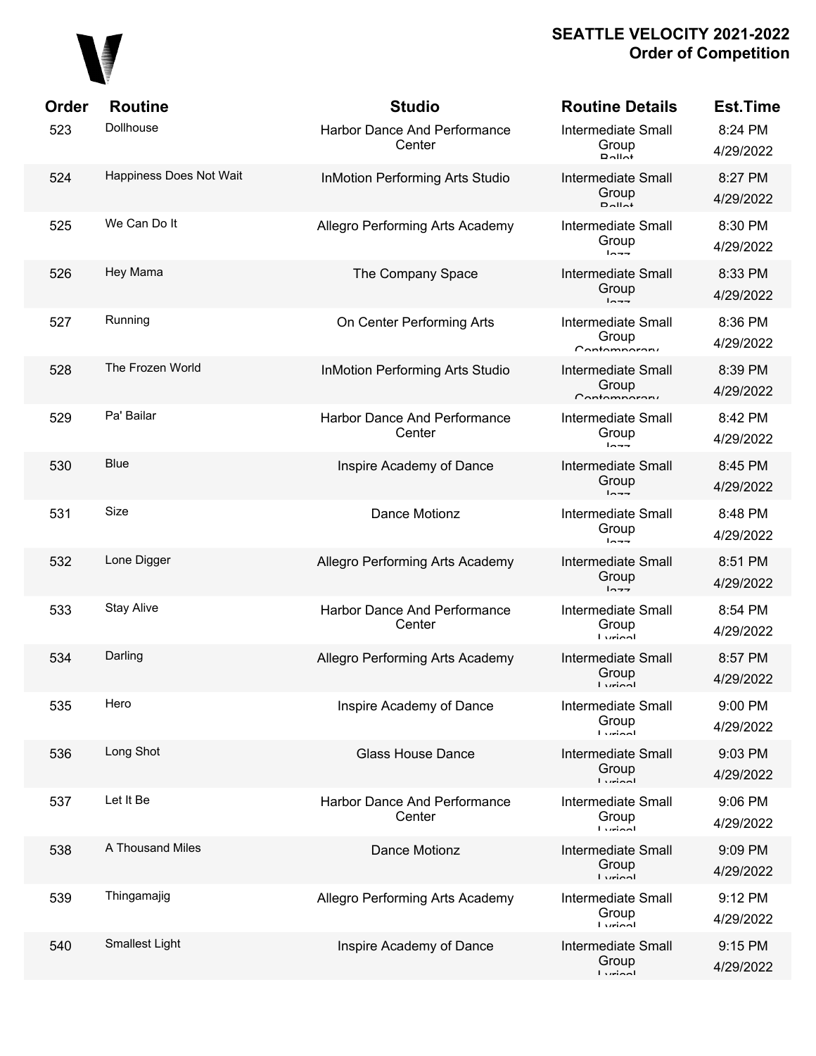# SEATTLE VELOCITY 2021-2022
## Order of Competition

| Order | Routine | Studio | Routine Details | Est.Time |
|---|---|---|---|---|
| 523 | Dollhouse | Harbor Dance And Performance Center | Intermediate Small Group Ballet | 8:24 PM 4/29/2022 |
| 524 | Happiness Does Not Wait | InMotion Performing Arts Studio | Intermediate Small Group Ballet | 8:27 PM 4/29/2022 |
| 525 | We Can Do It | Allegro Performing Arts Academy | Intermediate Small Group Jazz | 8:30 PM 4/29/2022 |
| 526 | Hey Mama | The Company Space | Intermediate Small Group Jazz | 8:33 PM 4/29/2022 |
| 527 | Running | On Center Performing Arts | Intermediate Small Group Contemporary | 8:36 PM 4/29/2022 |
| 528 | The Frozen World | InMotion Performing Arts Studio | Intermediate Small Group Contemporary | 8:39 PM 4/29/2022 |
| 529 | Pa' Bailar | Harbor Dance And Performance Center | Intermediate Small Group Jazz | 8:42 PM 4/29/2022 |
| 530 | Blue | Inspire Academy of Dance | Intermediate Small Group Jazz | 8:45 PM 4/29/2022 |
| 531 | Size | Dance Motionz | Intermediate Small Group Jazz | 8:48 PM 4/29/2022 |
| 532 | Lone Digger | Allegro Performing Arts Academy | Intermediate Small Group Jazz | 8:51 PM 4/29/2022 |
| 533 | Stay Alive | Harbor Dance And Performance Center | Intermediate Small Group Lyrical | 8:54 PM 4/29/2022 |
| 534 | Darling | Allegro Performing Arts Academy | Intermediate Small Group Lyrical | 8:57 PM 4/29/2022 |
| 535 | Hero | Inspire Academy of Dance | Intermediate Small Group Lyrical | 9:00 PM 4/29/2022 |
| 536 | Long Shot | Glass House Dance | Intermediate Small Group Lyrical | 9:03 PM 4/29/2022 |
| 537 | Let It Be | Harbor Dance And Performance Center | Intermediate Small Group Lyrical | 9:06 PM 4/29/2022 |
| 538 | A Thousand Miles | Dance Motionz | Intermediate Small Group Lyrical | 9:09 PM 4/29/2022 |
| 539 | Thingamajig | Allegro Performing Arts Academy | Intermediate Small Group Lyrical | 9:12 PM 4/29/2022 |
| 540 | Smallest Light | Inspire Academy of Dance | Intermediate Small Group Lyrical | 9:15 PM 4/29/2022 |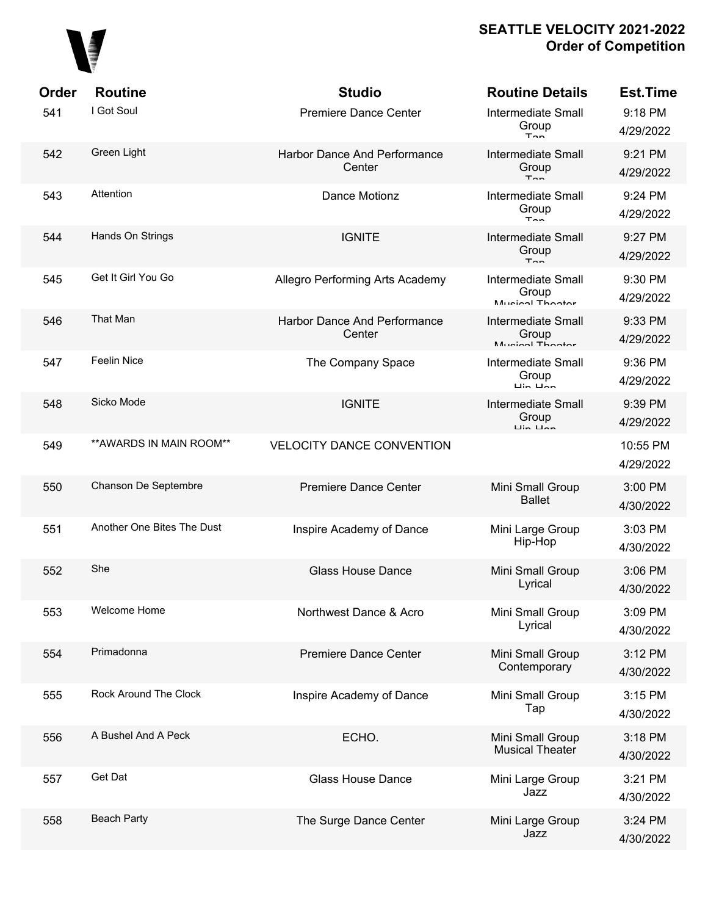# SEATTLE VELOCITY 2021-2022
## Order of Competition

| Order | Routine | Studio | Routine Details | Est.Time |
|---|---|---|---|---|
| 541 | I Got Soul | Premiere Dance Center | Intermediate Small Group Tap | 9:18 PM 4/29/2022 |
| 542 | Green Light | Harbor Dance And Performance Center | Intermediate Small Group Tap | 9:21 PM 4/29/2022 |
| 543 | Attention | Dance Motionz | Intermediate Small Group Tap | 9:24 PM 4/29/2022 |
| 544 | Hands On Strings | IGNITE | Intermediate Small Group Tap | 9:27 PM 4/29/2022 |
| 545 | Get It Girl You Go | Allegro Performing Arts Academy | Intermediate Small Group Musical Theater | 9:30 PM 4/29/2022 |
| 546 | That Man | Harbor Dance And Performance Center | Intermediate Small Group Musical Theater | 9:33 PM 4/29/2022 |
| 547 | Feelin Nice | The Company Space | Intermediate Small Group Hip-Hop | 9:36 PM 4/29/2022 |
| 548 | Sicko Mode | IGNITE | Intermediate Small Group Hip-Hop | 9:39 PM 4/29/2022 |
| 549 | **AWARDS IN MAIN ROOM** | VELOCITY DANCE CONVENTION | | 10:55 PM 4/29/2022 |
| 550 | Chanson De Septembre | Premiere Dance Center | Mini Small Group Ballet | 3:00 PM 4/30/2022 |
| 551 | Another One Bites The Dust | Inspire Academy of Dance | Mini Large Group Hip-Hop | 3:03 PM 4/30/2022 |
| 552 | She | Glass House Dance | Mini Small Group Lyrical | 3:06 PM 4/30/2022 |
| 553 | Welcome Home | Northwest Dance & Acro | Mini Small Group Lyrical | 3:09 PM 4/30/2022 |
| 554 | Primadonna | Premiere Dance Center | Mini Small Group Contemporary | 3:12 PM 4/30/2022 |
| 555 | Rock Around The Clock | Inspire Academy of Dance | Mini Small Group Tap | 3:15 PM 4/30/2022 |
| 556 | A Bushel And A Peck | ECHO. | Mini Small Group Musical Theater | 3:18 PM 4/30/2022 |
| 557 | Get Dat | Glass House Dance | Mini Large Group Jazz | 3:21 PM 4/30/2022 |
| 558 | Beach Party | The Surge Dance Center | Mini Large Group Jazz | 3:24 PM 4/30/2022 |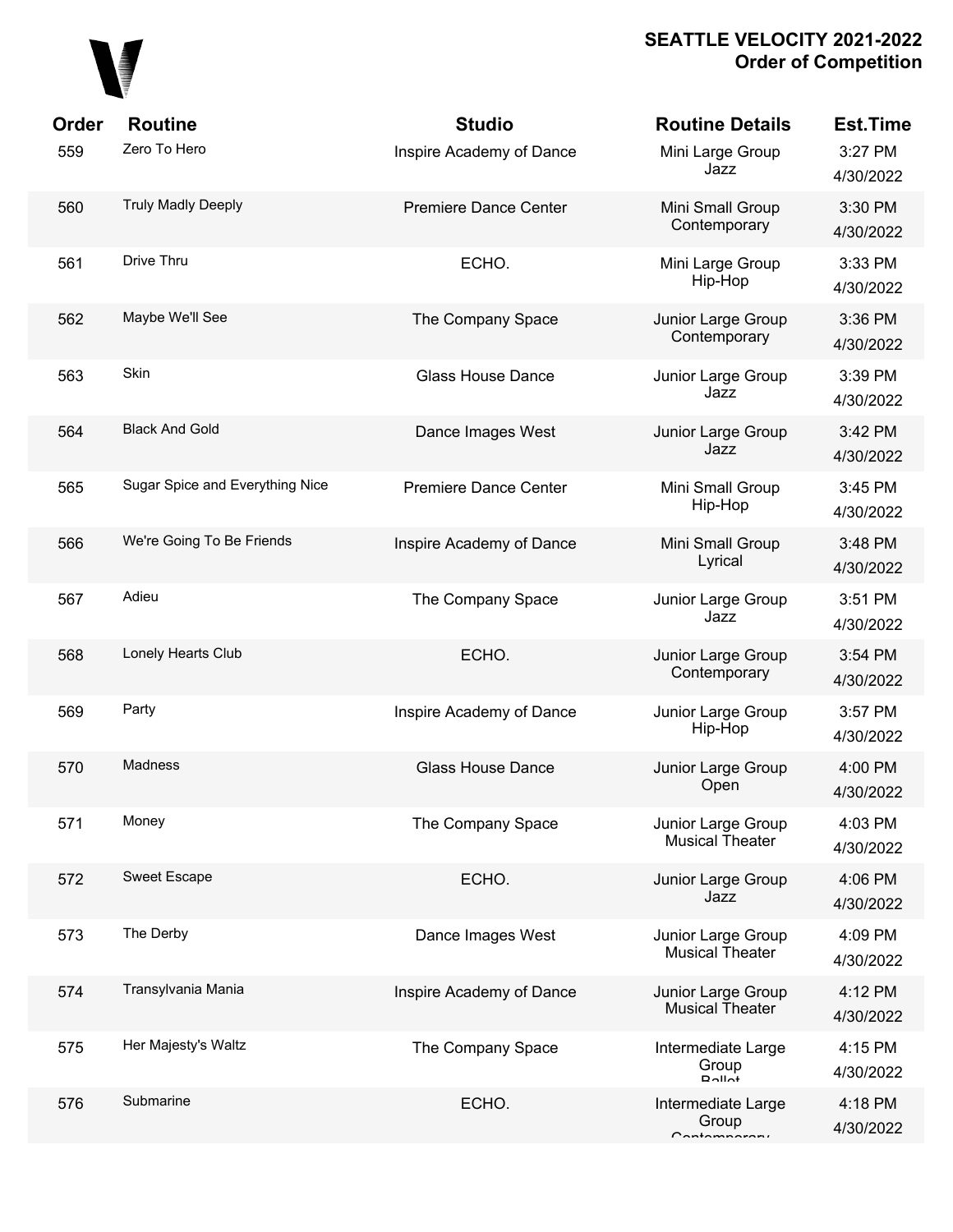# SEATTLE VELOCITY 2021-2022
## Order of Competition

| Order | Routine | Studio | Routine Details | Est.Time |
|---|---|---|---|---|
| 559 | Zero To Hero | Inspire Academy of Dance | Mini Large Group Jazz | 3:27 PM 4/30/2022 |
| 560 | Truly Madly Deeply | Premiere Dance Center | Mini Small Group Contemporary | 3:30 PM 4/30/2022 |
| 561 | Drive Thru | ECHO. | Mini Large Group Hip-Hop | 3:33 PM 4/30/2022 |
| 562 | Maybe We'll See | The Company Space | Junior Large Group Contemporary | 3:36 PM 4/30/2022 |
| 563 | Skin | Glass House Dance | Junior Large Group Jazz | 3:39 PM 4/30/2022 |
| 564 | Black And Gold | Dance Images West | Junior Large Group Jazz | 3:42 PM 4/30/2022 |
| 565 | Sugar Spice and Everything Nice | Premiere Dance Center | Mini Small Group Hip-Hop | 3:45 PM 4/30/2022 |
| 566 | We're Going To Be Friends | Inspire Academy of Dance | Mini Small Group Lyrical | 3:48 PM 4/30/2022 |
| 567 | Adieu | The Company Space | Junior Large Group Jazz | 3:51 PM 4/30/2022 |
| 568 | Lonely Hearts Club | ECHO. | Junior Large Group Contemporary | 3:54 PM 4/30/2022 |
| 569 | Party | Inspire Academy of Dance | Junior Large Group Hip-Hop | 3:57 PM 4/30/2022 |
| 570 | Madness | Glass House Dance | Junior Large Group Open | 4:00 PM 4/30/2022 |
| 571 | Money | The Company Space | Junior Large Group Musical Theater | 4:03 PM 4/30/2022 |
| 572 | Sweet Escape | ECHO. | Junior Large Group Jazz | 4:06 PM 4/30/2022 |
| 573 | The Derby | Dance Images West | Junior Large Group Musical Theater | 4:09 PM 4/30/2022 |
| 574 | Transylvania Mania | Inspire Academy of Dance | Junior Large Group Musical Theater | 4:12 PM 4/30/2022 |
| 575 | Her Majesty's Waltz | The Company Space | Intermediate Large Group Ballet | 4:15 PM 4/30/2022 |
| 576 | Submarine | ECHO. | Intermediate Large Group Contemporary | 4:18 PM 4/30/2022 |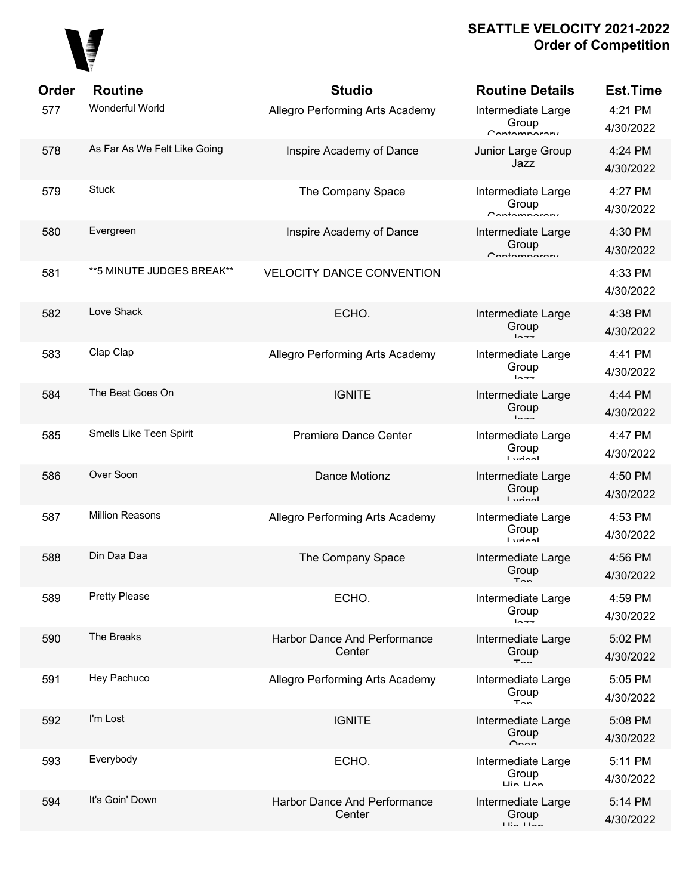# SEATTLE VELOCITY 2021-2022
## Order of Competition

| Order | Routine | Studio | Routine Details | Est.Time |
|---|---|---|---|---|
| 577 | Wonderful World | Allegro Performing Arts Academy | Intermediate Large Group Contemporary | 4:21 PM 4/30/2022 |
| 578 | As Far As We Felt Like Going | Inspire Academy of Dance | Junior Large Group Jazz | 4:24 PM 4/30/2022 |
| 579 | Stuck | The Company Space | Intermediate Large Group Contemporary | 4:27 PM 4/30/2022 |
| 580 | Evergreen | Inspire Academy of Dance | Intermediate Large Group Contemporary | 4:30 PM 4/30/2022 |
| 581 | **5 MINUTE JUDGES BREAK** | VELOCITY DANCE CONVENTION | | 4:33 PM 4/30/2022 |
| 582 | Love Shack | ECHO. | Intermediate Large Group Jazz | 4:38 PM 4/30/2022 |
| 583 | Clap Clap | Allegro Performing Arts Academy | Intermediate Large Group Jazz | 4:41 PM 4/30/2022 |
| 584 | The Beat Goes On | IGNITE | Intermediate Large Group Jazz | 4:44 PM 4/30/2022 |
| 585 | Smells Like Teen Spirit | Premiere Dance Center | Intermediate Large Group Lyrical | 4:47 PM 4/30/2022 |
| 586 | Over Soon | Dance Motionz | Intermediate Large Group Lyrical | 4:50 PM 4/30/2022 |
| 587 | Million Reasons | Allegro Performing Arts Academy | Intermediate Large Group Lyrical | 4:53 PM 4/30/2022 |
| 588 | Din Daa Daa | The Company Space | Intermediate Large Group Tap | 4:56 PM 4/30/2022 |
| 589 | Pretty Please | ECHO. | Intermediate Large Group Jazz | 4:59 PM 4/30/2022 |
| 590 | The Breaks | Harbor Dance And Performance Center | Intermediate Large Group Tap | 5:02 PM 4/30/2022 |
| 591 | Hey Pachuco | Allegro Performing Arts Academy | Intermediate Large Group Tap | 5:05 PM 4/30/2022 |
| 592 | I'm Lost | IGNITE | Intermediate Large Group Open | 5:08 PM 4/30/2022 |
| 593 | Everybody | ECHO. | Intermediate Large Group Hip Hop | 5:11 PM 4/30/2022 |
| 594 | It's Goin' Down | Harbor Dance And Performance Center | Intermediate Large Group Hip Hop | 5:14 PM 4/30/2022 |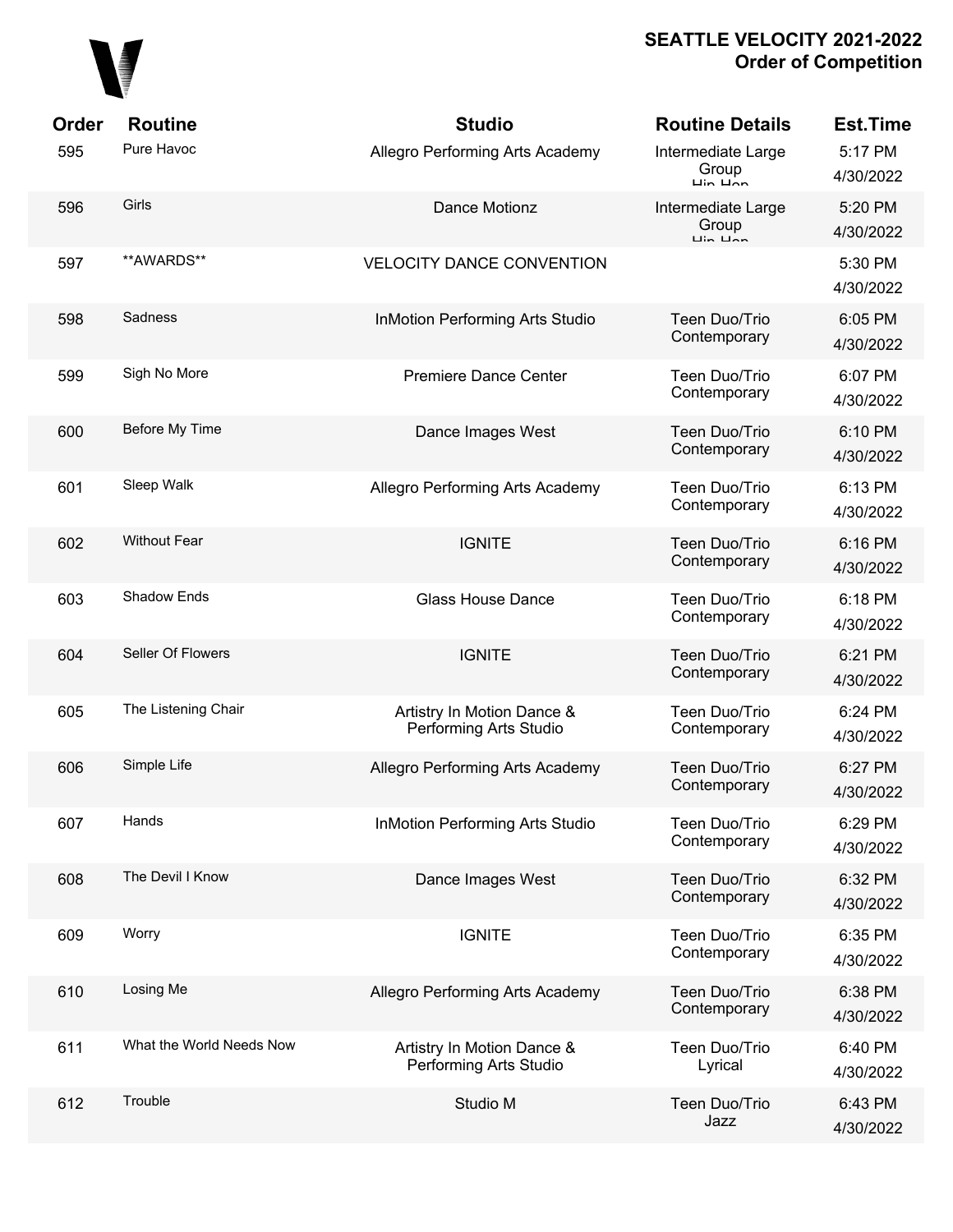# SEATTLE VELOCITY 2021-2022
## Order of Competition

| Order | Routine | Studio | Routine Details | Est.Time |
|---|---|---|---|---|
| 595 | Pure Havoc | Allegro Performing Arts Academy | Intermediate Large Group Hip Hop | 5:17 PM 4/30/2022 |
| 596 | Girls | Dance Motionz | Intermediate Large Group Hip Hop | 5:20 PM 4/30/2022 |
| 597 | **AWARDS** | VELOCITY DANCE CONVENTION | | 5:30 PM 4/30/2022 |
| 598 | Sadness | InMotion Performing Arts Studio | Teen Duo/Trio Contemporary | 6:05 PM 4/30/2022 |
| 599 | Sigh No More | Premiere Dance Center | Teen Duo/Trio Contemporary | 6:07 PM 4/30/2022 |
| 600 | Before My Time | Dance Images West | Teen Duo/Trio Contemporary | 6:10 PM 4/30/2022 |
| 601 | Sleep Walk | Allegro Performing Arts Academy | Teen Duo/Trio Contemporary | 6:13 PM 4/30/2022 |
| 602 | Without Fear | IGNITE | Teen Duo/Trio Contemporary | 6:16 PM 4/30/2022 |
| 603 | Shadow Ends | Glass House Dance | Teen Duo/Trio Contemporary | 6:18 PM 4/30/2022 |
| 604 | Seller Of Flowers | IGNITE | Teen Duo/Trio Contemporary | 6:21 PM 4/30/2022 |
| 605 | The Listening Chair | Artistry In Motion Dance & Performing Arts Studio | Teen Duo/Trio Contemporary | 6:24 PM 4/30/2022 |
| 606 | Simple Life | Allegro Performing Arts Academy | Teen Duo/Trio Contemporary | 6:27 PM 4/30/2022 |
| 607 | Hands | InMotion Performing Arts Studio | Teen Duo/Trio Contemporary | 6:29 PM 4/30/2022 |
| 608 | The Devil I Know | Dance Images West | Teen Duo/Trio Contemporary | 6:32 PM 4/30/2022 |
| 609 | Worry | IGNITE | Teen Duo/Trio Contemporary | 6:35 PM 4/30/2022 |
| 610 | Losing Me | Allegro Performing Arts Academy | Teen Duo/Trio Contemporary | 6:38 PM 4/30/2022 |
| 611 | What the World Needs Now | Artistry In Motion Dance & Performing Arts Studio | Teen Duo/Trio Lyrical | 6:40 PM 4/30/2022 |
| 612 | Trouble | Studio M | Teen Duo/Trio Jazz | 6:43 PM 4/30/2022 |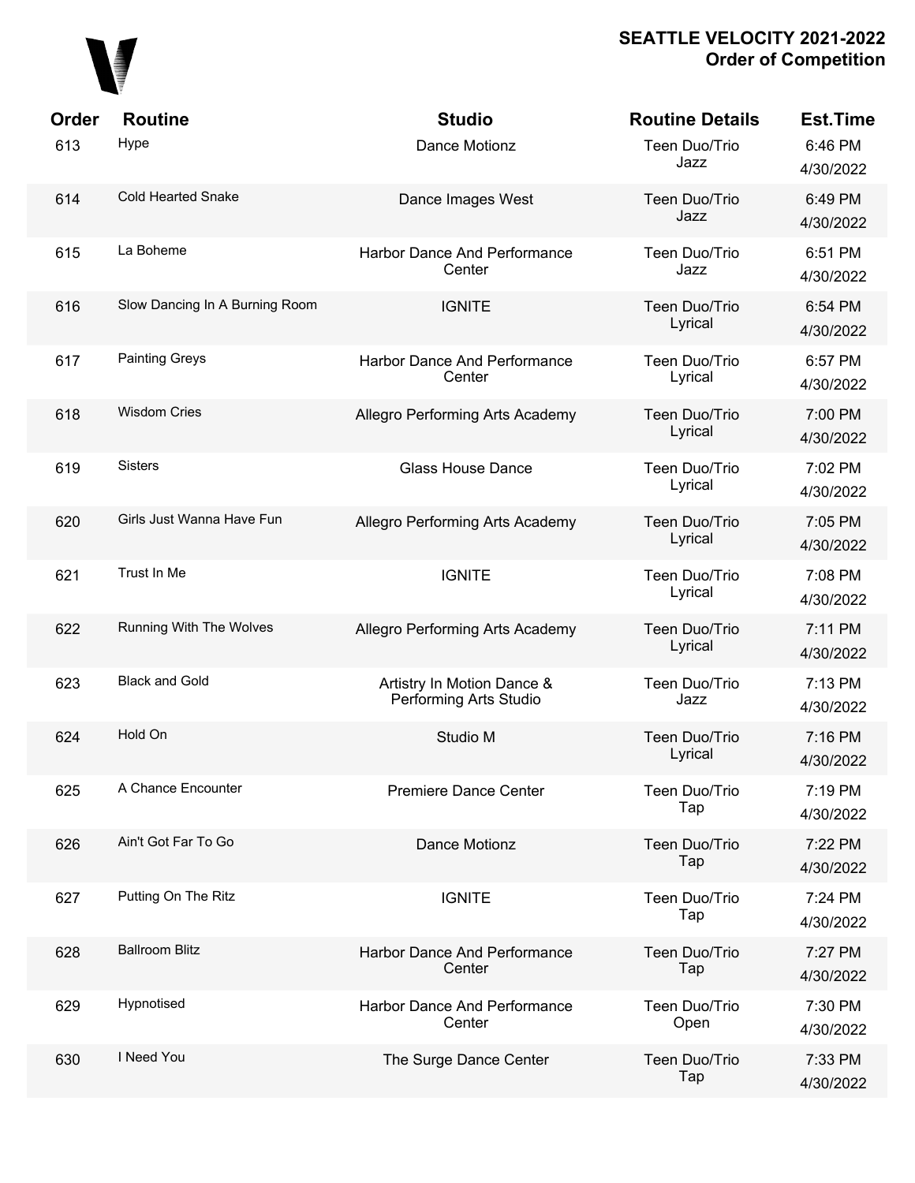## SEATTLE VELOCITY 2021-2022
## Order of Competition

| Order | Routine | Studio | Routine Details | Est.Time |
|---|---|---|---|---|
| 613 | Hype | Dance Motionz | Teen Duo/Trio Jazz | 6:46 PM 4/30/2022 |
| 614 | Cold Hearted Snake | Dance Images West | Teen Duo/Trio Jazz | 6:49 PM 4/30/2022 |
| 615 | La Boheme | Harbor Dance And Performance Center | Teen Duo/Trio Jazz | 6:51 PM 4/30/2022 |
| 616 | Slow Dancing In A Burning Room | IGNITE | Teen Duo/Trio Lyrical | 6:54 PM 4/30/2022 |
| 617 | Painting Greys | Harbor Dance And Performance Center | Teen Duo/Trio Lyrical | 6:57 PM 4/30/2022 |
| 618 | Wisdom Cries | Allegro Performing Arts Academy | Teen Duo/Trio Lyrical | 7:00 PM 4/30/2022 |
| 619 | Sisters | Glass House Dance | Teen Duo/Trio Lyrical | 7:02 PM 4/30/2022 |
| 620 | Girls Just Wanna Have Fun | Allegro Performing Arts Academy | Teen Duo/Trio Lyrical | 7:05 PM 4/30/2022 |
| 621 | Trust In Me | IGNITE | Teen Duo/Trio Lyrical | 7:08 PM 4/30/2022 |
| 622 | Running With The Wolves | Allegro Performing Arts Academy | Teen Duo/Trio Lyrical | 7:11 PM 4/30/2022 |
| 623 | Black and Gold | Artistry In Motion Dance & Performing Arts Studio | Teen Duo/Trio Jazz | 7:13 PM 4/30/2022 |
| 624 | Hold On | Studio M | Teen Duo/Trio Lyrical | 7:16 PM 4/30/2022 |
| 625 | A Chance Encounter | Premiere Dance Center | Teen Duo/Trio Tap | 7:19 PM 4/30/2022 |
| 626 | Ain't Got Far To Go | Dance Motionz | Teen Duo/Trio Tap | 7:22 PM 4/30/2022 |
| 627 | Putting On The Ritz | IGNITE | Teen Duo/Trio Tap | 7:24 PM 4/30/2022 |
| 628 | Ballroom Blitz | Harbor Dance And Performance Center | Teen Duo/Trio Tap | 7:27 PM 4/30/2022 |
| 629 | Hypnotised | Harbor Dance And Performance Center | Teen Duo/Trio Open | 7:30 PM 4/30/2022 |
| 630 | I Need You | The Surge Dance Center | Teen Duo/Trio Tap | 7:33 PM 4/30/2022 |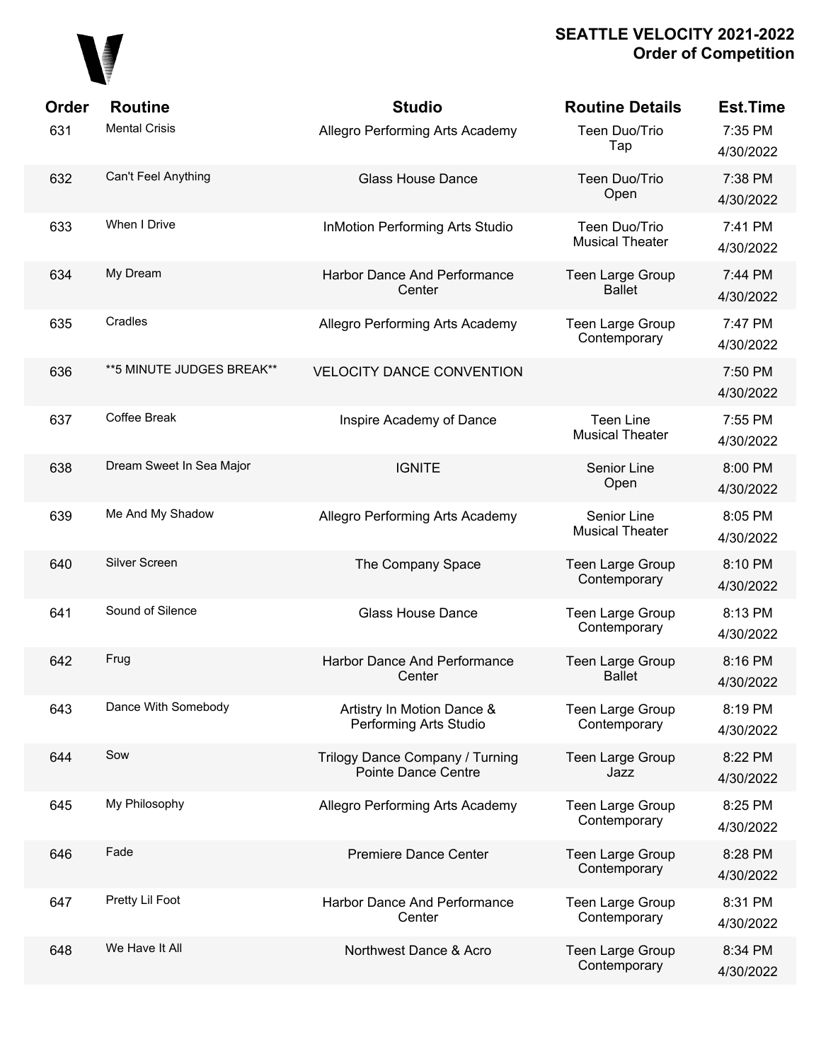# SEATTLE VELOCITY 2021-2022
## Order of Competition

| Order | Routine | Studio | Routine Details | Est.Time |
|---|---|---|---|---|
| 631 | Mental Crisis | Allegro Performing Arts Academy | Teen Duo/Trio Tap | 7:35 PM 4/30/2022 |
| 632 | Can't Feel Anything | Glass House Dance | Teen Duo/Trio Open | 7:38 PM 4/30/2022 |
| 633 | When I Drive | InMotion Performing Arts Studio | Teen Duo/Trio Musical Theater | 7:41 PM 4/30/2022 |
| 634 | My Dream | Harbor Dance And Performance Center | Teen Large Group Ballet | 7:44 PM 4/30/2022 |
| 635 | Cradles | Allegro Performing Arts Academy | Teen Large Group Contemporary | 7:47 PM 4/30/2022 |
| 636 | **5 MINUTE JUDGES BREAK** | VELOCITY DANCE CONVENTION | | 7:50 PM 4/30/2022 |
| 637 | Coffee Break | Inspire Academy of Dance | Teen Line Musical Theater | 7:55 PM 4/30/2022 |
| 638 | Dream Sweet In Sea Major | IGNITE | Senior Line Open | 8:00 PM 4/30/2022 |
| 639 | Me And My Shadow | Allegro Performing Arts Academy | Senior Line Musical Theater | 8:05 PM 4/30/2022 |
| 640 | Silver Screen | The Company Space | Teen Large Group Contemporary | 8:10 PM 4/30/2022 |
| 641 | Sound of Silence | Glass House Dance | Teen Large Group Contemporary | 8:13 PM 4/30/2022 |
| 642 | Frug | Harbor Dance And Performance Center | Teen Large Group Ballet | 8:16 PM 4/30/2022 |
| 643 | Dance With Somebody | Artistry In Motion Dance & Performing Arts Studio | Teen Large Group Contemporary | 8:19 PM 4/30/2022 |
| 644 | Sow | Trilogy Dance Company / Turning Pointe Dance Centre | Teen Large Group Jazz | 8:22 PM 4/30/2022 |
| 645 | My Philosophy | Allegro Performing Arts Academy | Teen Large Group Contemporary | 8:25 PM 4/30/2022 |
| 646 | Fade | Premiere Dance Center | Teen Large Group Contemporary | 8:28 PM 4/30/2022 |
| 647 | Pretty Lil Foot | Harbor Dance And Performance Center | Teen Large Group Contemporary | 8:31 PM 4/30/2022 |
| 648 | We Have It All | Northwest Dance & Acro | Teen Large Group Contemporary | 8:34 PM 4/30/2022 |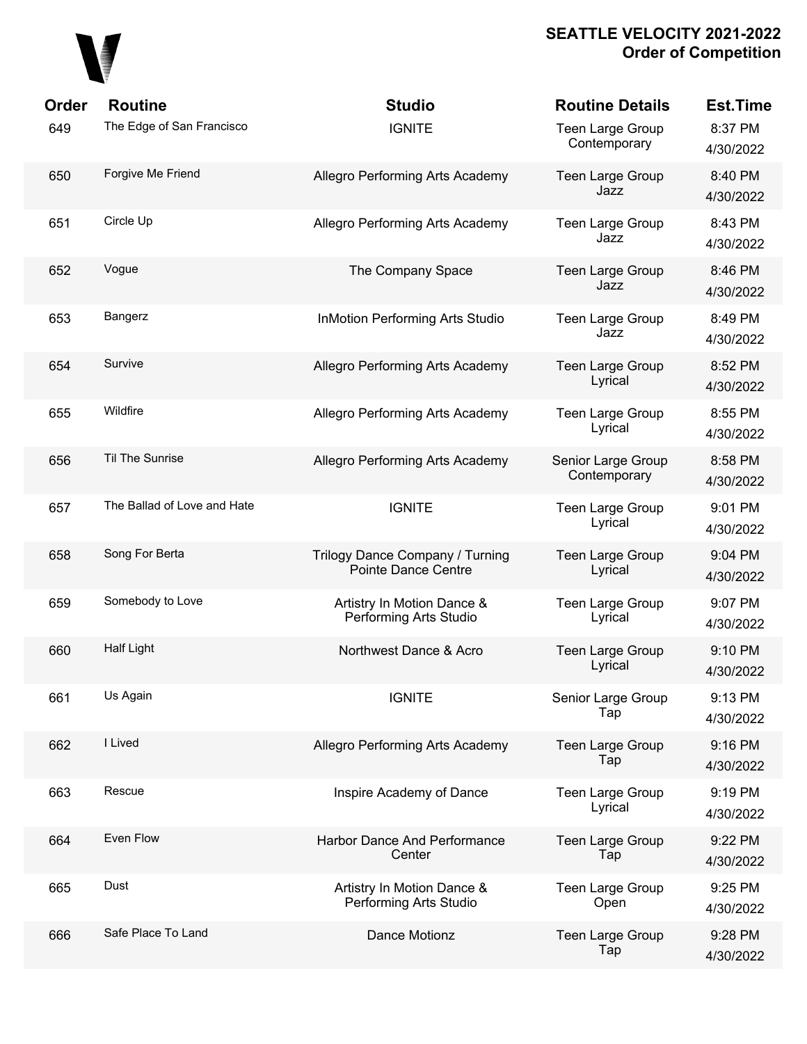# SEATTLE VELOCITY 2021-2022
## Order of Competition

| Order | Routine | Studio | Routine Details | Est.Time |
|---|---|---|---|---|
| 649 | The Edge of San Francisco | IGNITE | Teen Large Group Contemporary | 8:37 PM 4/30/2022 |
| 650 | Forgive Me Friend | Allegro Performing Arts Academy | Teen Large Group Jazz | 8:40 PM 4/30/2022 |
| 651 | Circle Up | Allegro Performing Arts Academy | Teen Large Group Jazz | 8:43 PM 4/30/2022 |
| 652 | Vogue | The Company Space | Teen Large Group Jazz | 8:46 PM 4/30/2022 |
| 653 | Bangerz | InMotion Performing Arts Studio | Teen Large Group Jazz | 8:49 PM 4/30/2022 |
| 654 | Survive | Allegro Performing Arts Academy | Teen Large Group Lyrical | 8:52 PM 4/30/2022 |
| 655 | Wildfire | Allegro Performing Arts Academy | Teen Large Group Lyrical | 8:55 PM 4/30/2022 |
| 656 | Til The Sunrise | Allegro Performing Arts Academy | Senior Large Group Contemporary | 8:58 PM 4/30/2022 |
| 657 | The Ballad of Love and Hate | IGNITE | Teen Large Group Lyrical | 9:01 PM 4/30/2022 |
| 658 | Song For Berta | Trilogy Dance Company / Turning Pointe Dance Centre | Teen Large Group Lyrical | 9:04 PM 4/30/2022 |
| 659 | Somebody to Love | Artistry In Motion Dance & Performing Arts Studio | Teen Large Group Lyrical | 9:07 PM 4/30/2022 |
| 660 | Half Light | Northwest Dance & Acro | Teen Large Group Lyrical | 9:10 PM 4/30/2022 |
| 661 | Us Again | IGNITE | Senior Large Group Tap | 9:13 PM 4/30/2022 |
| 662 | I Lived | Allegro Performing Arts Academy | Teen Large Group Tap | 9:16 PM 4/30/2022 |
| 663 | Rescue | Inspire Academy of Dance | Teen Large Group Lyrical | 9:19 PM 4/30/2022 |
| 664 | Even Flow | Harbor Dance And Performance Center | Teen Large Group Tap | 9:22 PM 4/30/2022 |
| 665 | Dust | Artistry In Motion Dance & Performing Arts Studio | Teen Large Group Open | 9:25 PM 4/30/2022 |
| 666 | Safe Place To Land | Dance Motionz | Teen Large Group Tap | 9:28 PM 4/30/2022 |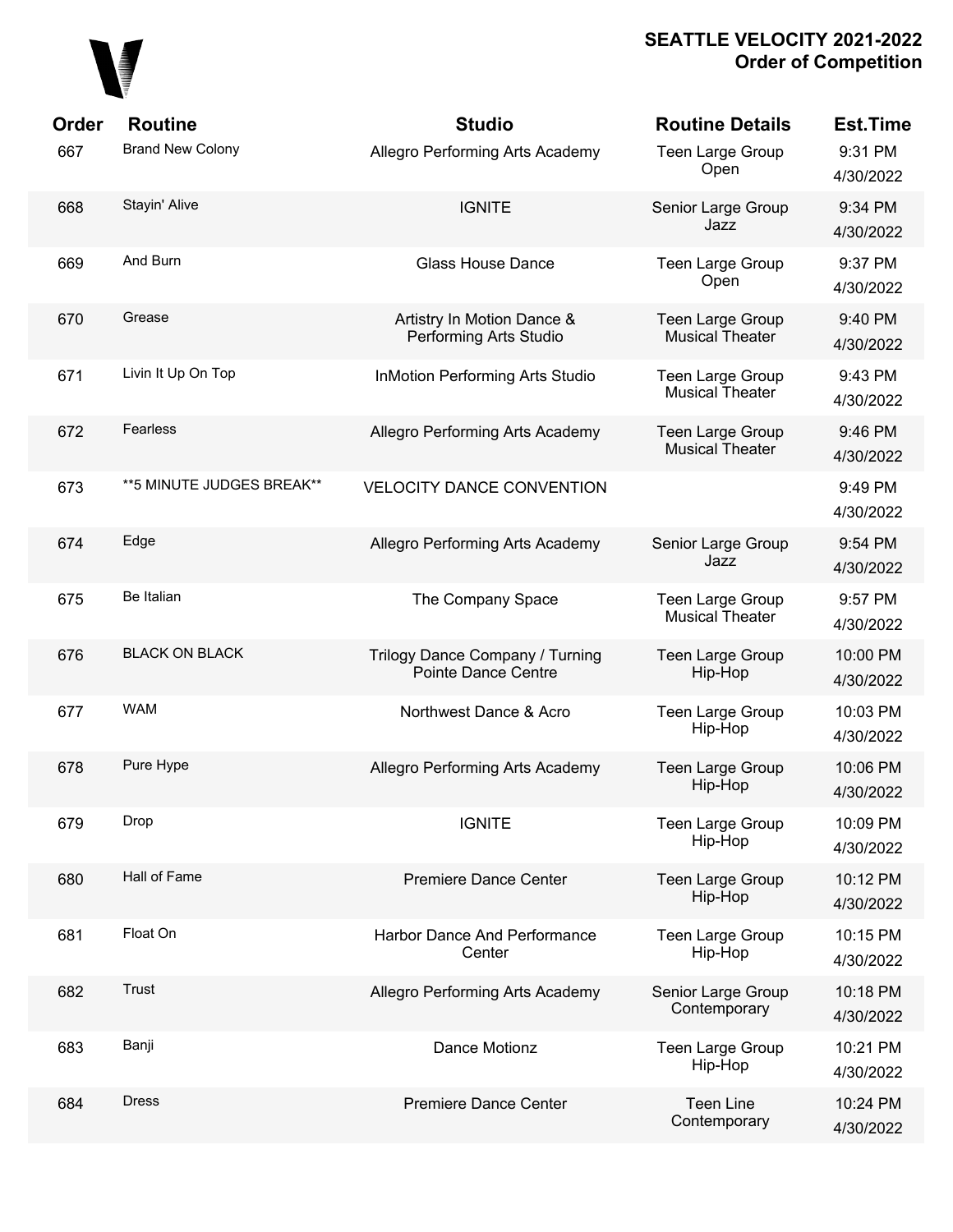# SEATTLE VELOCITY 2021-2022
## Order of Competition

| Order | Routine | Studio | Routine Details | Est.Time |
|---|---|---|---|---|
| 667 | Brand New Colony | Allegro Performing Arts Academy | Teen Large Group Open | 9:31 PM 4/30/2022 |
| 668 | Stayin' Alive | IGNITE | Senior Large Group Jazz | 9:34 PM 4/30/2022 |
| 669 | And Burn | Glass House Dance | Teen Large Group Open | 9:37 PM 4/30/2022 |
| 670 | Grease | Artistry In Motion Dance & Performing Arts Studio | Teen Large Group Musical Theater | 9:40 PM 4/30/2022 |
| 671 | Livin It Up On Top | InMotion Performing Arts Studio | Teen Large Group Musical Theater | 9:43 PM 4/30/2022 |
| 672 | Fearless | Allegro Performing Arts Academy | Teen Large Group Musical Theater | 9:46 PM 4/30/2022 |
| 673 | **5 MINUTE JUDGES BREAK** | VELOCITY DANCE CONVENTION | | 9:49 PM 4/30/2022 |
| 674 | Edge | Allegro Performing Arts Academy | Senior Large Group Jazz | 9:54 PM 4/30/2022 |
| 675 | Be Italian | The Company Space | Teen Large Group Musical Theater | 9:57 PM 4/30/2022 |
| 676 | BLACK ON BLACK | Trilogy Dance Company / Turning Pointe Dance Centre | Teen Large Group Hip-Hop | 10:00 PM 4/30/2022 |
| 677 | WAM | Northwest Dance & Acro | Teen Large Group Hip-Hop | 10:03 PM 4/30/2022 |
| 678 | Pure Hype | Allegro Performing Arts Academy | Teen Large Group Hip-Hop | 10:06 PM 4/30/2022 |
| 679 | Drop | IGNITE | Teen Large Group Hip-Hop | 10:09 PM 4/30/2022 |
| 680 | Hall of Fame | Premiere Dance Center | Teen Large Group Hip-Hop | 10:12 PM 4/30/2022 |
| 681 | Float On | Harbor Dance And Performance Center | Teen Large Group Hip-Hop | 10:15 PM 4/30/2022 |
| 682 | Trust | Allegro Performing Arts Academy | Senior Large Group Contemporary | 10:18 PM 4/30/2022 |
| 683 | Banji | Dance Motionz | Teen Large Group Hip-Hop | 10:21 PM 4/30/2022 |
| 684 | Dress | Premiere Dance Center | Teen Line Contemporary | 10:24 PM 4/30/2022 |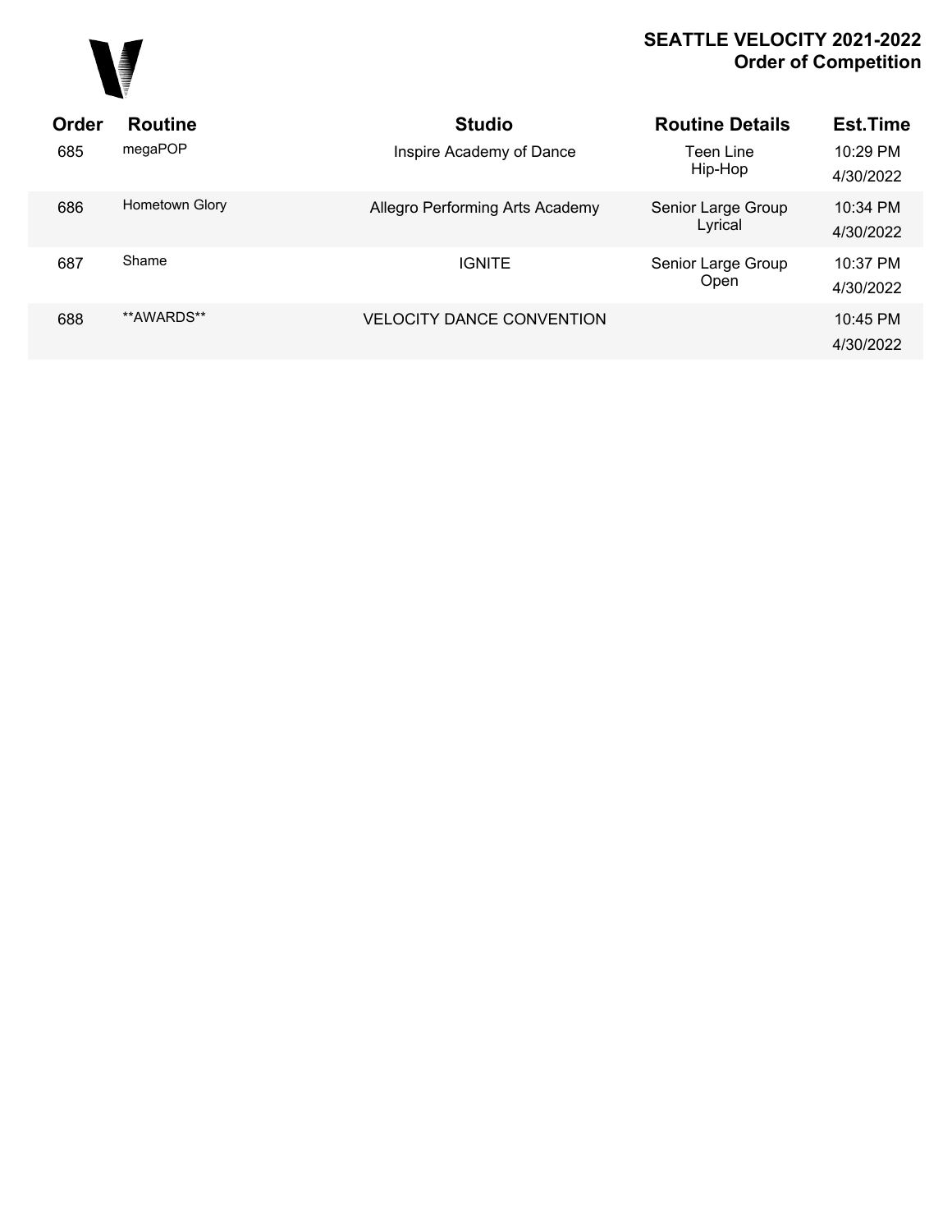| Order | Routine | Studio | Routine Details | Est.Time |
|---|---|---|---|---|
| 685 | megaPOP | Inspire Academy of Dance | Teen Line Hip-Hop | 10:29 PM 4/30/2022 |
| 686 | Hometown Glory | Allegro Performing Arts Academy | Senior Large Group Lyrical | 10:34 PM 4/30/2022 |
| 687 | Shame | IGNITE | Senior Large Group Open | 10:37 PM 4/30/2022 |
| 688 | **AWARDS** | VELOCITY DANCE CONVENTION | | 10:45 PM 4/30/2022 |